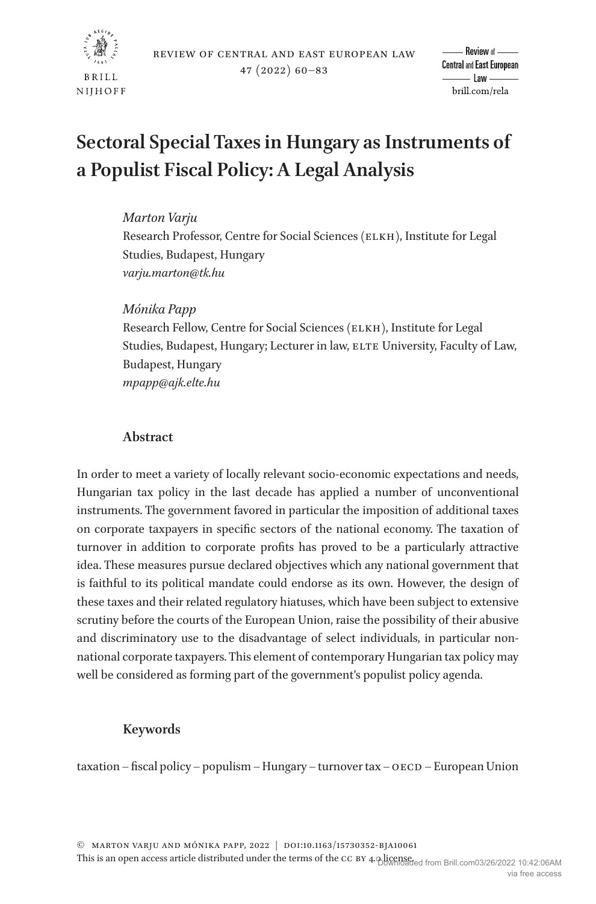# Sectoral Special Taxes in Hungary as Instruments of a Populist Fiscal Policy: A Legal Analysis

*Marton Varju*
Research Professor, Centre for Social Sciences (ELKH), Institute for Legal Studies, Budapest, Hungary
*varju.marton@tk.hu*

*Mónika Papp*
Research Fellow, Centre for Social Sciences (ELKH), Institute for Legal Studies, Budapest, Hungary; Lecturer in law, ELTE University, Faculty of Law, Budapest, Hungary
*mpapp@ajk.elte.hu*

## Abstract

In order to meet a variety of locally relevant socio-economic expectations and needs, Hungarian tax policy in the last decade has applied a number of unconventional instruments. The government favored in particular the imposition of additional taxes on corporate taxpayers in specific sectors of the national economy. The taxation of turnover in addition to corporate profits has proved to be a particularly attractive idea. These measures pursue declared objectives which any national government that is faithful to its political mandate could endorse as its own. However, the design of these taxes and their related regulatory hiatuses, which have been subject to extensive scrutiny before the courts of the European Union, raise the possibility of their abusive and discriminatory use to the disadvantage of select individuals, in particular non-national corporate taxpayers. This element of contemporary Hungarian tax policy may well be considered as forming part of the government's populist policy agenda.

## Keywords

taxation – fiscal policy – populism – Hungary – turnover tax – OECD – European Union

© Marton Varju and Mónika Papp, 2022 | DOI:10.1163/15730352-BJA10061
This is an open access article distributed under the terms of the CC BY 4.0 license.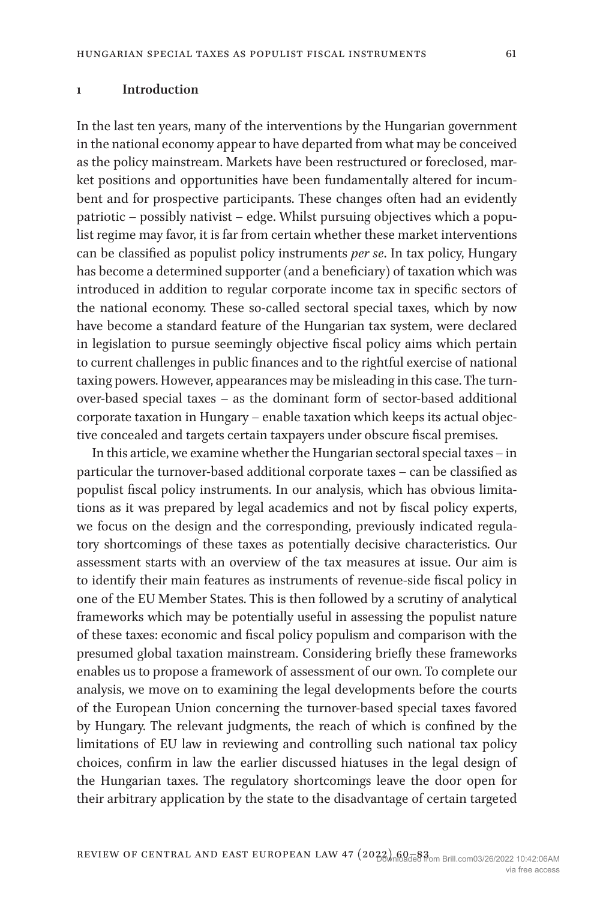## 1 Introduction

In the last ten years, many of the interventions by the Hungarian government in the national economy appear to have departed from what may be conceived as the policy mainstream. Markets have been restructured or foreclosed, market positions and opportunities have been fundamentally altered for incumbent and for prospective participants. These changes often had an evidently patriotic – possibly nativist – edge. Whilst pursuing objectives which a populist regime may favor, it is far from certain whether these market interventions can be classified as populist policy instruments *per se*. In tax policy, Hungary has become a determined supporter (and a beneficiary) of taxation which was introduced in addition to regular corporate income tax in specific sectors of the national economy. These so-called sectoral special taxes, which by now have become a standard feature of the Hungarian tax system, were declared in legislation to pursue seemingly objective fiscal policy aims which pertain to current challenges in public finances and to the rightful exercise of national taxing powers. However, appearances may be misleading in this case. The turnover-based special taxes – as the dominant form of sector-based additional corporate taxation in Hungary – enable taxation which keeps its actual objective concealed and targets certain taxpayers under obscure fiscal premises.

In this article, we examine whether the Hungarian sectoral special taxes – in particular the turnover-based additional corporate taxes – can be classified as populist fiscal policy instruments. In our analysis, which has obvious limitations as it was prepared by legal academics and not by fiscal policy experts, we focus on the design and the corresponding, previously indicated regulatory shortcomings of these taxes as potentially decisive characteristics. Our assessment starts with an overview of the tax measures at issue. Our aim is to identify their main features as instruments of revenue-side fiscal policy in one of the EU Member States. This is then followed by a scrutiny of analytical frameworks which may be potentially useful in assessing the populist nature of these taxes: economic and fiscal policy populism and comparison with the presumed global taxation mainstream. Considering briefly these frameworks enables us to propose a framework of assessment of our own. To complete our analysis, we move on to examining the legal developments before the courts of the European Union concerning the turnover-based special taxes favored by Hungary. The relevant judgments, the reach of which is confined by the limitations of EU law in reviewing and controlling such national tax policy choices, confirm in law the earlier discussed hiatuses in the legal design of the Hungarian taxes. The regulatory shortcomings leave the door open for their arbitrary application by the state to the disadvantage of certain targeted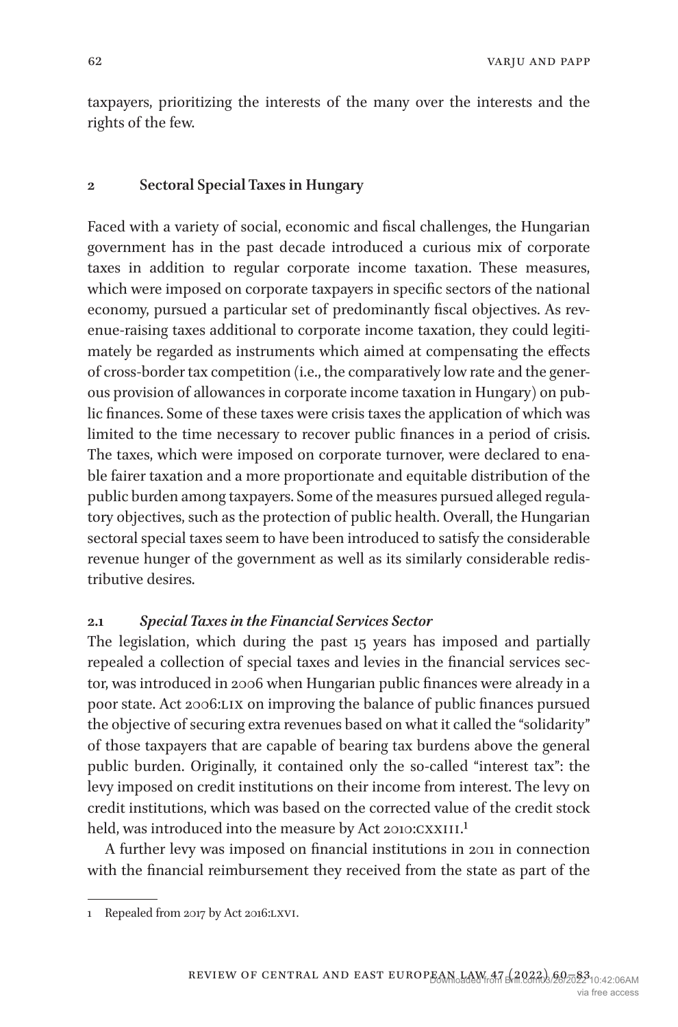taxpayers, prioritizing the interests of the many over the interests and the rights of the few.

## 2 Sectoral Special Taxes in Hungary

Faced with a variety of social, economic and fiscal challenges, the Hungarian government has in the past decade introduced a curious mix of corporate taxes in addition to regular corporate income taxation. These measures, which were imposed on corporate taxpayers in specific sectors of the national economy, pursued a particular set of predominantly fiscal objectives. As revenue-raising taxes additional to corporate income taxation, they could legitimately be regarded as instruments which aimed at compensating the effects of cross-border tax competition (i.e., the comparatively low rate and the generous provision of allowances in corporate income taxation in Hungary) on public finances. Some of these taxes were crisis taxes the application of which was limited to the time necessary to recover public finances in a period of crisis. The taxes, which were imposed on corporate turnover, were declared to enable fairer taxation and a more proportionate and equitable distribution of the public burden among taxpayers. Some of the measures pursued alleged regulatory objectives, such as the protection of public health. Overall, the Hungarian sectoral special taxes seem to have been introduced to satisfy the considerable revenue hunger of the government as well as its similarly considerable redistributive desires.

### 2.1 *Special Taxes in the Financial Services Sector*

The legislation, which during the past 15 years has imposed and partially repealed a collection of special taxes and levies in the financial services sector, was introduced in 2006 when Hungarian public finances were already in a poor state. Act 2006:LIX on improving the balance of public finances pursued the objective of securing extra revenues based on what it called the "solidarity" of those taxpayers that are capable of bearing tax burdens above the general public burden. Originally, it contained only the so-called "interest tax": the levy imposed on credit institutions on their income from interest. The levy on credit institutions, which was based on the corrected value of the credit stock held, was introduced into the measure by Act 2010:CXXIII.[1]

A further levy was imposed on financial institutions in 2011 in connection with the financial reimbursement they received from the state as part of the

1 Repealed from 2017 by Act 2016:LXVI.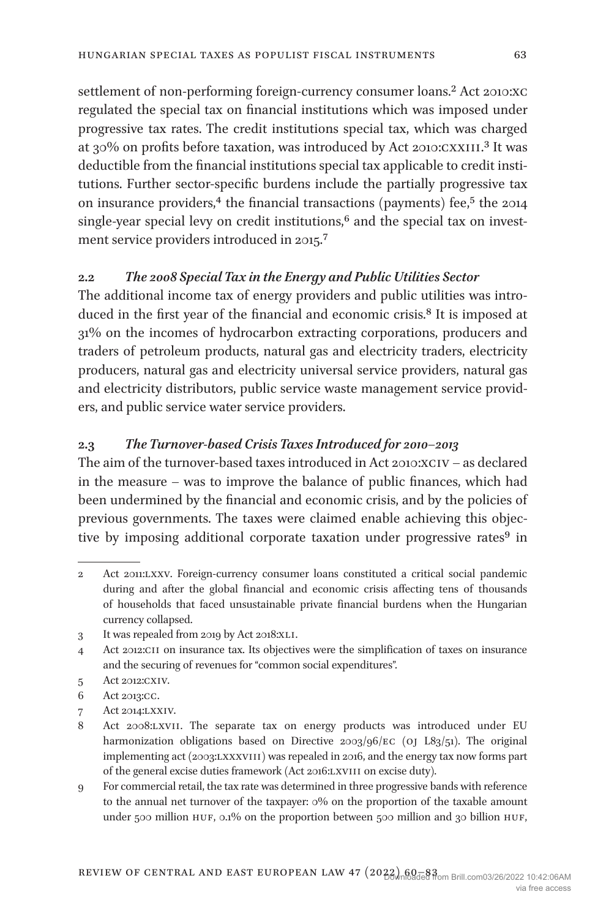settlement of non-performing foreign-currency consumer loans.[2] Act 2010:XC regulated the special tax on financial institutions which was imposed under progressive tax rates. The credit institutions special tax, which was charged at 30% on profits before taxation, was introduced by Act 2010:CXXIII.[3] It was deductible from the financial institutions special tax applicable to credit institutions. Further sector-specific burdens include the partially progressive tax on insurance providers,[4] the financial transactions (payments) fee,[5] the 2014 single-year special levy on credit institutions,[6] and the special tax on investment service providers introduced in 2015.[7]

### 2.2 *The 2008 Special Tax in the Energy and Public Utilities Sector*

The additional income tax of energy providers and public utilities was introduced in the first year of the financial and economic crisis.[8] It is imposed at 31% on the incomes of hydrocarbon extracting corporations, producers and traders of petroleum products, natural gas and electricity traders, electricity producers, natural gas and electricity universal service providers, natural gas and electricity distributors, public service waste management service providers, and public service water service providers.

### 2.3 *The Turnover-based Crisis Taxes Introduced for 2010–2013*

The aim of the turnover-based taxes introduced in Act 2010:XCIV – as declared in the measure – was to improve the balance of public finances, which had been undermined by the financial and economic crisis, and by the policies of previous governments. The taxes were claimed enable achieving this objective by imposing additional corporate taxation under progressive rates[9] in

---

2 Act 2011:LXXV. Foreign-currency consumer loans constituted a critical social pandemic during and after the global financial and economic crisis affecting tens of thousands of households that faced unsustainable private financial burdens when the Hungarian currency collapsed.

3 It was repealed from 2019 by Act 2018:XLI.

4 Act 2012:CII on insurance tax. Its objectives were the simplification of taxes on insurance and the securing of revenues for "common social expenditures".

5 Act 2012:CXIV.

6 Act 2013:CC.

7 Act 2014:LXXIV.

8 Act 2008:LXVII. The separate tax on energy products was introduced under EU harmonization obligations based on Directive 2003/96/EC (OJ L83/51). The original implementing act (2003:LXXXVIII) was repealed in 2016, and the energy tax now forms part of the general excise duties framework (Act 2016:LXVIII on excise duty).

9 For commercial retail, the tax rate was determined in three progressive bands with reference to the annual net turnover of the taxpayer: 0% on the proportion of the taxable amount under 500 million HUF, 0.1% on the proportion between 500 million and 30 billion HUF,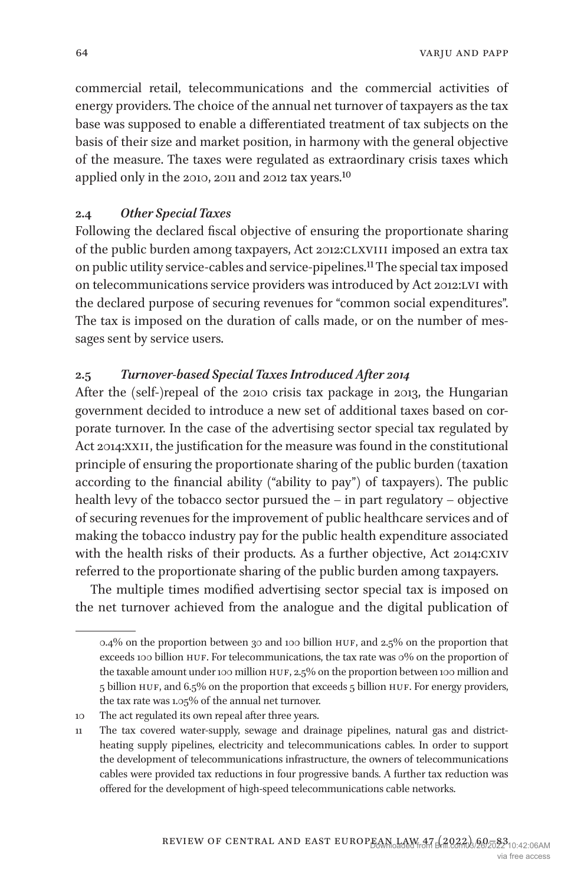commercial retail, telecommunications and the commercial activities of energy providers. The choice of the annual net turnover of taxpayers as the tax base was supposed to enable a differentiated treatment of tax subjects on the basis of their size and market position, in harmony with the general objective of the measure. The taxes were regulated as extraordinary crisis taxes which applied only in the 2010, 2011 and 2012 tax years.[10]

### 2.4 *Other Special Taxes*

Following the declared fiscal objective of ensuring the proportionate sharing of the public burden among taxpayers, Act 2012:CLXVIII imposed an extra tax on public utility service-cables and service-pipelines.[11] The special tax imposed on telecommunications service providers was introduced by Act 2012:LVI with the declared purpose of securing revenues for "common social expenditures". The tax is imposed on the duration of calls made, or on the number of messages sent by service users.

### 2.5 *Turnover-based Special Taxes Introduced After 2014*

After the (self-)repeal of the 2010 crisis tax package in 2013, the Hungarian government decided to introduce a new set of additional taxes based on corporate turnover. In the case of the advertising sector special tax regulated by Act 2014:XXII, the justification for the measure was found in the constitutional principle of ensuring the proportionate sharing of the public burden (taxation according to the financial ability ("ability to pay") of taxpayers). The public health levy of the tobacco sector pursued the – in part regulatory – objective of securing revenues for the improvement of public healthcare services and of making the tobacco industry pay for the public health expenditure associated with the health risks of their products. As a further objective, Act 2014:CXIV referred to the proportionate sharing of the public burden among taxpayers.

The multiple times modified advertising sector special tax is imposed on the net turnover achieved from the analogue and the digital publication of

---

0.4% on the proportion between 30 and 100 billion HUF, and 2.5% on the proportion that exceeds 100 billion HUF. For telecommunications, the tax rate was 0% on the proportion of the taxable amount under 100 million HUF, 2.5% on the proportion between 100 million and 5 billion HUF, and 6.5% on the proportion that exceeds 5 billion HUF. For energy providers, the tax rate was 1.05% of the annual net turnover.

10 The act regulated its own repeal after three years.

11 The tax covered water-supply, sewage and drainage pipelines, natural gas and district-heating supply pipelines, electricity and telecommunications cables. In order to support the development of telecommunications infrastructure, the owners of telecommunications cables were provided tax reductions in four progressive bands. A further tax reduction was offered for the development of high-speed telecommunications cable networks.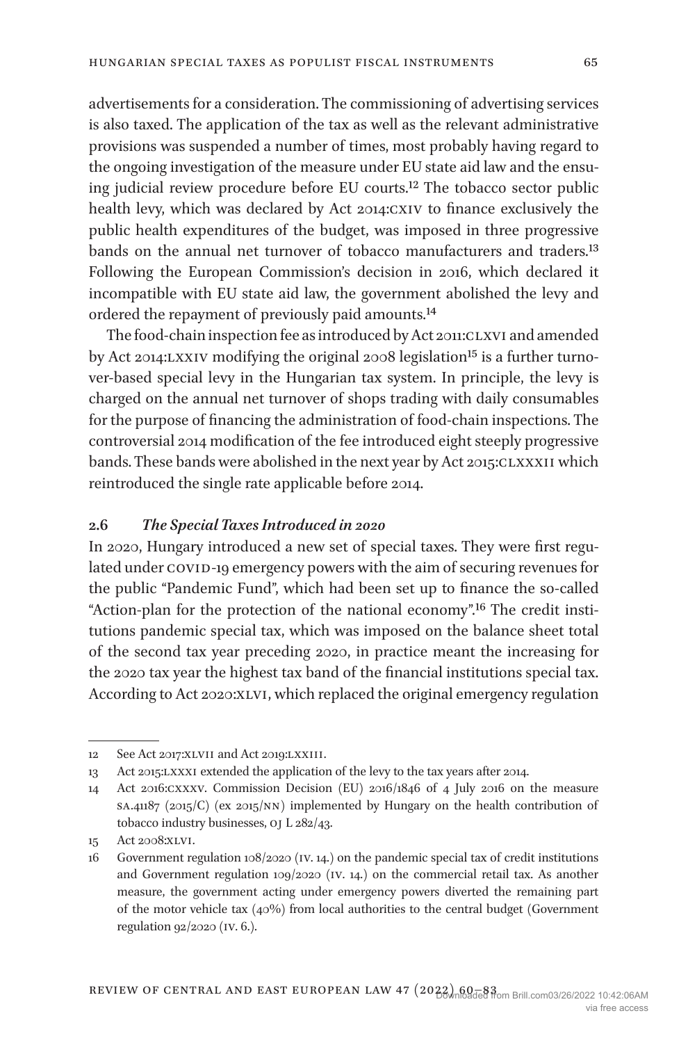advertisements for a consideration. The commissioning of advertising services is also taxed. The application of the tax as well as the relevant administrative provisions was suspended a number of times, most probably having regard to the ongoing investigation of the measure under EU state aid law and the ensuing judicial review procedure before EU courts.[12] The tobacco sector public health levy, which was declared by Act 2014:CXIV to finance exclusively the public health expenditures of the budget, was imposed in three progressive bands on the annual net turnover of tobacco manufacturers and traders.[13] Following the European Commission's decision in 2016, which declared it incompatible with EU state aid law, the government abolished the levy and ordered the repayment of previously paid amounts.[14]

The food-chain inspection fee as introduced by Act 2011:CLXVI and amended by Act 2014:LXXIV modifying the original 2008 legislation[15] is a further turnover-based special levy in the Hungarian tax system. In principle, the levy is charged on the annual net turnover of shops trading with daily consumables for the purpose of financing the administration of food-chain inspections. The controversial 2014 modification of the fee introduced eight steeply progressive bands. These bands were abolished in the next year by Act 2015:CLXXXII which reintroduced the single rate applicable before 2014.

### 2.6 *The Special Taxes Introduced in 2020*

In 2020, Hungary introduced a new set of special taxes. They were first regulated under COVID-19 emergency powers with the aim of securing revenues for the public "Pandemic Fund", which had been set up to finance the so-called "Action-plan for the protection of the national economy".[16] The credit institutions pandemic special tax, which was imposed on the balance sheet total of the second tax year preceding 2020, in practice meant the increasing for the 2020 tax year the highest tax band of the financial institutions special tax. According to Act 2020:XLVI, which replaced the original emergency regulation

---

12 See Act 2017:XLVII and Act 2019:LXXIII.

13 Act 2015:LXXXI extended the application of the levy to the tax years after 2014.

14 Act 2016:CXXXV. Commission Decision (EU) 2016/1846 of 4 July 2016 on the measure SA.41187 (2015/C) (ex 2015/NN) implemented by Hungary on the health contribution of tobacco industry businesses, OJ L 282/43.

15 Act 2008:XLVI.

16 Government regulation 108/2020 (IV. 14.) on the pandemic special tax of credit institutions and Government regulation 109/2020 (IV. 14.) on the commercial retail tax. As another measure, the government acting under emergency powers diverted the remaining part of the motor vehicle tax (40%) from local authorities to the central budget (Government regulation 92/2020 (IV. 6.).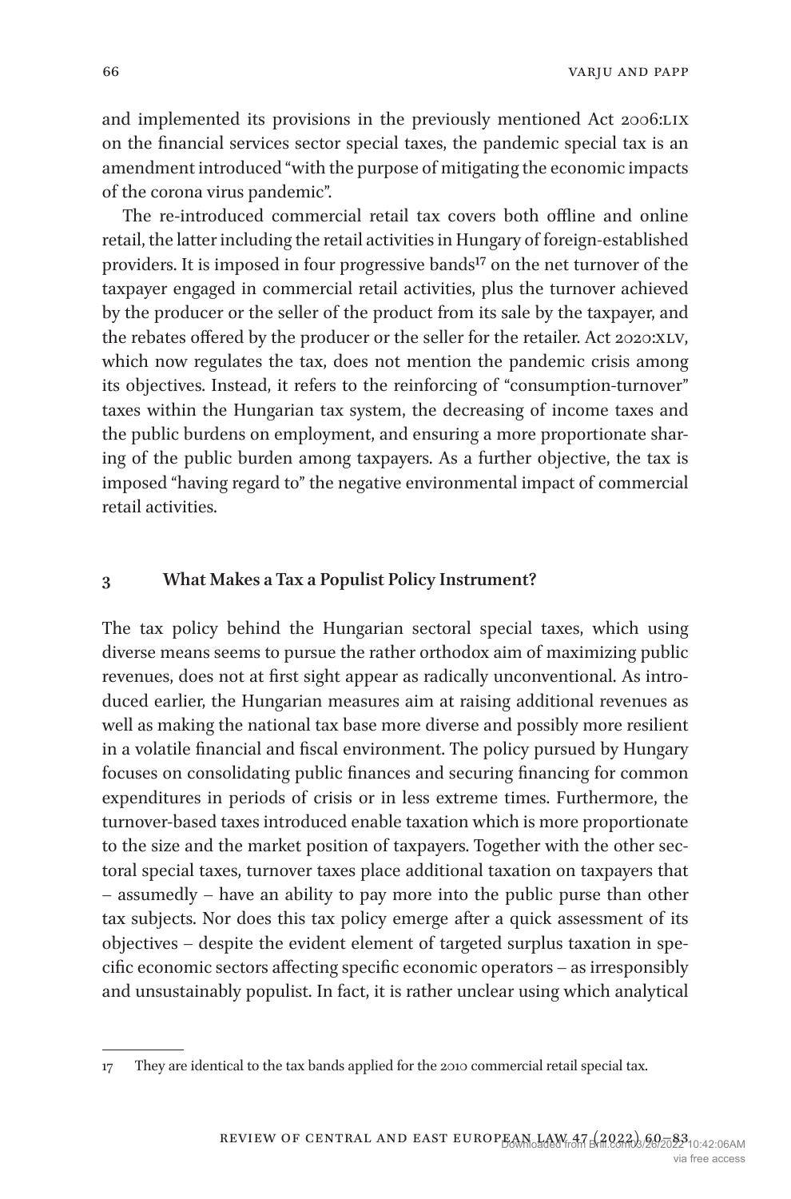and implemented its provisions in the previously mentioned Act 2006:LIX on the financial services sector special taxes, the pandemic special tax is an amendment introduced "with the purpose of mitigating the economic impacts of the corona virus pandemic".

The re-introduced commercial retail tax covers both offline and online retail, the latter including the retail activities in Hungary of foreign-established providers. It is imposed in four progressive bands[17] on the net turnover of the taxpayer engaged in commercial retail activities, plus the turnover achieved by the producer or the seller of the product from its sale by the taxpayer, and the rebates offered by the producer or the seller for the retailer. Act 2020:XLV, which now regulates the tax, does not mention the pandemic crisis among its objectives. Instead, it refers to the reinforcing of "consumption-turnover" taxes within the Hungarian tax system, the decreasing of income taxes and the public burdens on employment, and ensuring a more proportionate sharing of the public burden among taxpayers. As a further objective, the tax is imposed "having regard to" the negative environmental impact of commercial retail activities.

## 3 What Makes a Tax a Populist Policy Instrument?

The tax policy behind the Hungarian sectoral special taxes, which using diverse means seems to pursue the rather orthodox aim of maximizing public revenues, does not at first sight appear as radically unconventional. As introduced earlier, the Hungarian measures aim at raising additional revenues as well as making the national tax base more diverse and possibly more resilient in a volatile financial and fiscal environment. The policy pursued by Hungary focuses on consolidating public finances and securing financing for common expenditures in periods of crisis or in less extreme times. Furthermore, the turnover-based taxes introduced enable taxation which is more proportionate to the size and the market position of taxpayers. Together with the other sectoral special taxes, turnover taxes place additional taxation on taxpayers that – assumedly – have an ability to pay more into the public purse than other tax subjects. Nor does this tax policy emerge after a quick assessment of its objectives – despite the evident element of targeted surplus taxation in specific economic sectors affecting specific economic operators – as irresponsibly and unsustainably populist. In fact, it is rather unclear using which analytical

17 They are identical to the tax bands applied for the 2010 commercial retail special tax.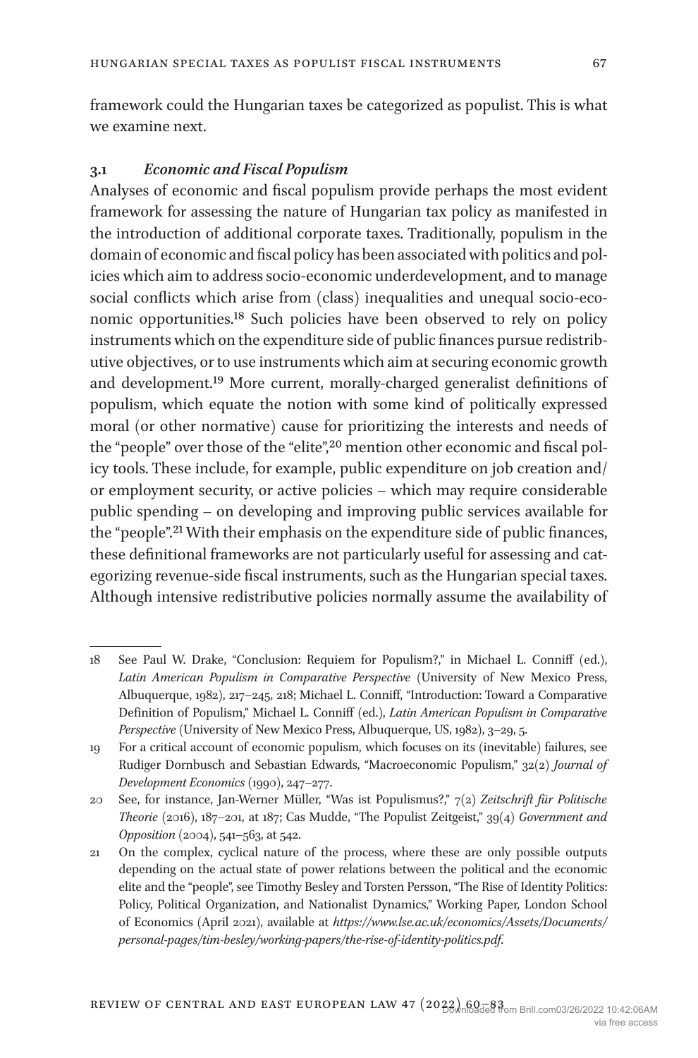framework could the Hungarian taxes be categorized as populist. This is what we examine next.

### 3.1 *Economic and Fiscal Populism*

Analyses of economic and fiscal populism provide perhaps the most evident framework for assessing the nature of Hungarian tax policy as manifested in the introduction of additional corporate taxes. Traditionally, populism in the domain of economic and fiscal policy has been associated with politics and policies which aim to address socio-economic underdevelopment, and to manage social conflicts which arise from (class) inequalities and unequal socio-economic opportunities.[18] Such policies have been observed to rely on policy instruments which on the expenditure side of public finances pursue redistributive objectives, or to use instruments which aim at securing economic growth and development.[19] More current, morally-charged generalist definitions of populism, which equate the notion with some kind of politically expressed moral (or other normative) cause for prioritizing the interests and needs of the "people" over those of the "elite",[20] mention other economic and fiscal policy tools. These include, for example, public expenditure on job creation and/or employment security, or active policies – which may require considerable public spending – on developing and improving public services available for the "people".[21] With their emphasis on the expenditure side of public finances, these definitional frameworks are not particularly useful for assessing and categorizing revenue-side fiscal instruments, such as the Hungarian special taxes. Although intensive redistributive policies normally assume the availability of

---

18 See Paul W. Drake, "Conclusion: Requiem for Populism?," in Michael L. Conniff (ed.), *Latin American Populism in Comparative Perspective* (University of New Mexico Press, Albuquerque, 1982), 217–245, 218; Michael L. Conniff, "Introduction: Toward a Comparative Definition of Populism," Michael L. Conniff (ed.), *Latin American Populism in Comparative Perspective* (University of New Mexico Press, Albuquerque, US, 1982), 3–29, 5.

19 For a critical account of economic populism, which focuses on its (inevitable) failures, see Rudiger Dornbusch and Sebastian Edwards, "Macroeconomic Populism," 32(2) *Journal of Development Economics* (1990), 247–277.

20 See, for instance, Jan-Werner Müller, "Was ist Populismus?," 7(2) *Zeitschrift für Politische Theorie* (2016), 187–201, at 187; Cas Mudde, "The Populist Zeitgeist," 39(4) *Government and Opposition* (2004), 541–563, at 542.

21 On the complex, cyclical nature of the process, where these are only possible outputs depending on the actual state of power relations between the political and the economic elite and the "people", see Timothy Besley and Torsten Persson, "The Rise of Identity Politics: Policy, Political Organization, and Nationalist Dynamics," Working Paper, London School of Economics (April 2021), available at *https://www.lse.ac.uk/economics/Assets/Documents/personal-pages/tim-besley/working-papers/the-rise-of-identity-politics.pdf*.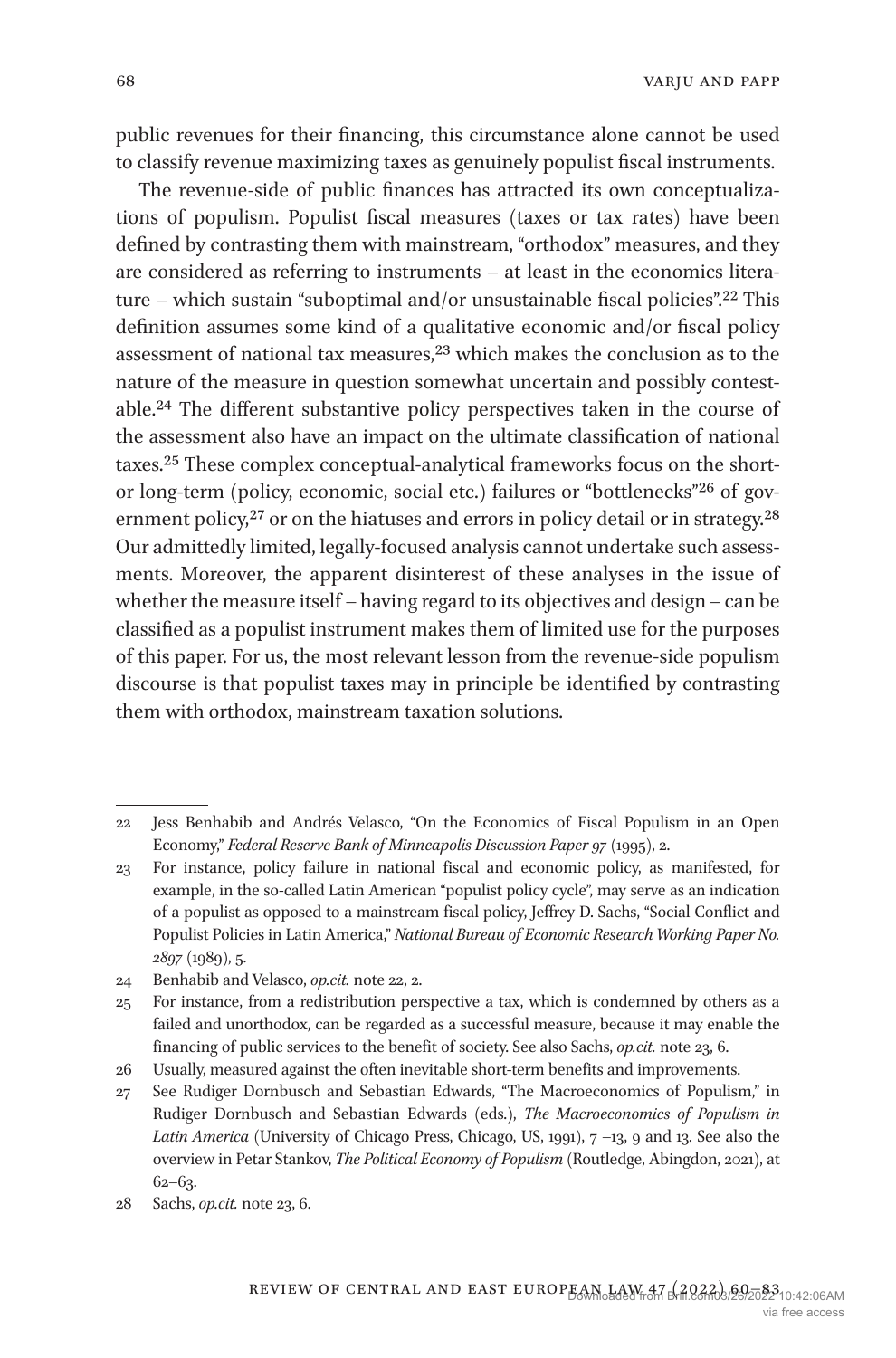public revenues for their financing, this circumstance alone cannot be used to classify revenue maximizing taxes as genuinely populist fiscal instruments.

The revenue-side of public finances has attracted its own conceptualizations of populism. Populist fiscal measures (taxes or tax rates) have been defined by contrasting them with mainstream, "orthodox" measures, and they are considered as referring to instruments – at least in the economics literature – which sustain "suboptimal and/or unsustainable fiscal policies".[22] This definition assumes some kind of a qualitative economic and/or fiscal policy assessment of national tax measures,[23] which makes the conclusion as to the nature of the measure in question somewhat uncertain and possibly contestable.[24] The different substantive policy perspectives taken in the course of the assessment also have an impact on the ultimate classification of national taxes.[25] These complex conceptual-analytical frameworks focus on the short- or long-term (policy, economic, social etc.) failures or "bottlenecks"[26] of government policy,[27] or on the hiatuses and errors in policy detail or in strategy.[28] Our admittedly limited, legally-focused analysis cannot undertake such assessments. Moreover, the apparent disinterest of these analyses in the issue of whether the measure itself – having regard to its objectives and design – can be classified as a populist instrument makes them of limited use for the purposes of this paper. For us, the most relevant lesson from the revenue-side populism discourse is that populist taxes may in principle be identified by contrasting them with orthodox, mainstream taxation solutions.

---

22 Jess Benhabib and Andrés Velasco, "On the Economics of Fiscal Populism in an Open Economy," *Federal Reserve Bank of Minneapolis Discussion Paper 97* (1995), 2.

23 For instance, policy failure in national fiscal and economic policy, as manifested, for example, in the so-called Latin American "populist policy cycle", may serve as an indication of a populist as opposed to a mainstream fiscal policy, Jeffrey D. Sachs, "Social Conflict and Populist Policies in Latin America," *National Bureau of Economic Research Working Paper No. 2897* (1989), 5.

24 Benhabib and Velasco, *op.cit.* note 22, 2.

25 For instance, from a redistribution perspective a tax, which is condemned by others as a failed and unorthodox, can be regarded as a successful measure, because it may enable the financing of public services to the benefit of society. See also Sachs, *op.cit.* note 23, 6.

26 Usually, measured against the often inevitable short-term benefits and improvements.

27 See Rudiger Dornbusch and Sebastian Edwards, "The Macroeconomics of Populism," in Rudiger Dornbusch and Sebastian Edwards (eds.), *The Macroeconomics of Populism in Latin America* (University of Chicago Press, Chicago, US, 1991), 7 –13, 9 and 13. See also the overview in Petar Stankov, *The Political Economy of Populism* (Routledge, Abingdon, 2021), at 62–63.

28 Sachs, *op.cit.* note 23, 6.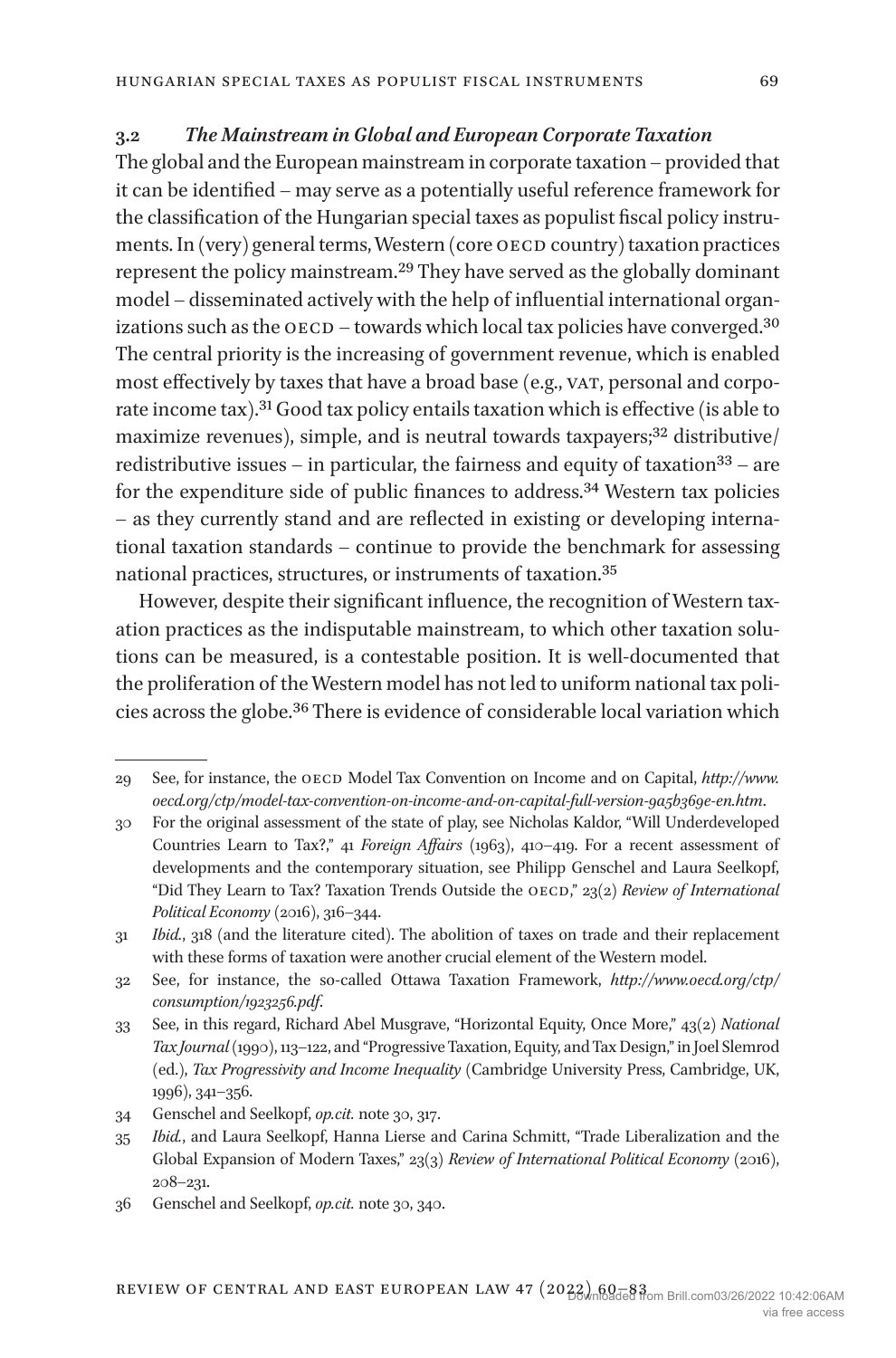### 3.2 *The Mainstream in Global and European Corporate Taxation*

The global and the European mainstream in corporate taxation – provided that it can be identified – may serve as a potentially useful reference framework for the classification of the Hungarian special taxes as populist fiscal policy instruments. In (very) general terms, Western (core OECD country) taxation practices represent the policy mainstream.[29] They have served as the globally dominant model – disseminated actively with the help of influential international organizations such as the OECD – towards which local tax policies have converged.[30] The central priority is the increasing of government revenue, which is enabled most effectively by taxes that have a broad base (e.g., VAT, personal and corporate income tax).[31] Good tax policy entails taxation which is effective (is able to maximize revenues), simple, and is neutral towards taxpayers;[32] distributive/redistributive issues – in particular, the fairness and equity of taxation[33] – are for the expenditure side of public finances to address.[34] Western tax policies – as they currently stand and are reflected in existing or developing international taxation standards – continue to provide the benchmark for assessing national practices, structures, or instruments of taxation.[35]

However, despite their significant influence, the recognition of Western taxation practices as the indisputable mainstream, to which other taxation solutions can be measured, is a contestable position. It is well-documented that the proliferation of the Western model has not led to uniform national tax policies across the globe.[36] There is evidence of considerable local variation which

---

29 See, for instance, the OECD Model Tax Convention on Income and on Capital, *http://www.oecd.org/ctp/model-tax-convention-on-income-and-on-capital-full-version-9a5b369e-en.htm*.

30 For the original assessment of the state of play, see Nicholas Kaldor, "Will Underdeveloped Countries Learn to Tax?," 41 *Foreign Affairs* (1963), 410–419. For a recent assessment of developments and the contemporary situation, see Philipp Genschel and Laura Seelkopf, "Did They Learn to Tax? Taxation Trends Outside the OECD," 23(2) *Review of International Political Economy* (2016), 316–344.

31 *Ibid.*, 318 (and the literature cited). The abolition of taxes on trade and their replacement with these forms of taxation were another crucial element of the Western model.

32 See, for instance, the so-called Ottawa Taxation Framework, *http://www.oecd.org/ctp/consumption/1923256.pdf*.

33 See, in this regard, Richard Abel Musgrave, "Horizontal Equity, Once More," 43(2) *National Tax Journal* (1990), 113–122, and "Progressive Taxation, Equity, and Tax Design," in Joel Slemrod (ed.), *Tax Progressivity and Income Inequality* (Cambridge University Press, Cambridge, UK, 1996), 341–356.

34 Genschel and Seelkopf, *op.cit.* note 30, 317.

35 *Ibid.*, and Laura Seelkopf, Hanna Lierse and Carina Schmitt, "Trade Liberalization and the Global Expansion of Modern Taxes," 23(3) *Review of International Political Economy* (2016), 208–231.

36 Genschel and Seelkopf, *op.cit.* note 30, 340.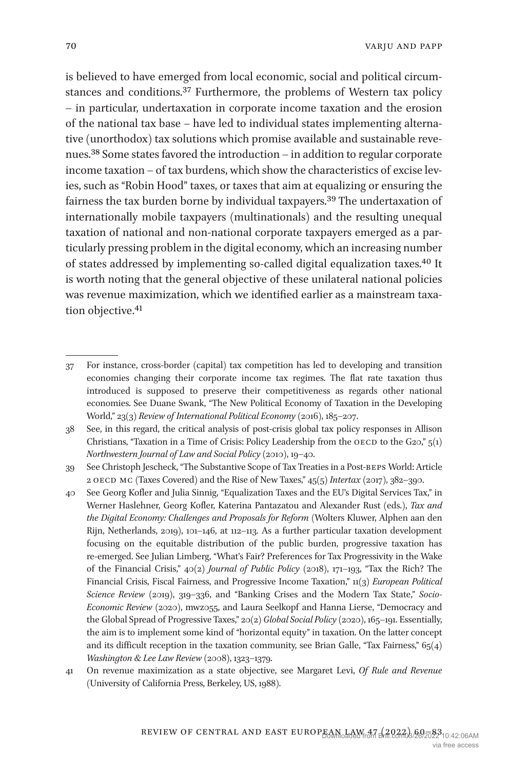is believed to have emerged from local economic, social and political circumstances and conditions.[37] Furthermore, the problems of Western tax policy – in particular, undertaxation in corporate income taxation and the erosion of the national tax base – have led to individual states implementing alternative (unorthodox) tax solutions which promise available and sustainable revenues.[38] Some states favored the introduction – in addition to regular corporate income taxation – of tax burdens, which show the characteristics of excise levies, such as "Robin Hood" taxes, or taxes that aim at equalizing or ensuring the fairness the tax burden borne by individual taxpayers.[39] The undertaxation of internationally mobile taxpayers (multinationals) and the resulting unequal taxation of national and non-national corporate taxpayers emerged as a particularly pressing problem in the digital economy, which an increasing number of states addressed by implementing so-called digital equalization taxes.[40] It is worth noting that the general objective of these unilateral national policies was revenue maximization, which we identified earlier as a mainstream taxation objective.[41]

---

37 For instance, cross-border (capital) tax competition has led to developing and transition economies changing their corporate income tax regimes. The flat rate taxation thus introduced is supposed to preserve their competitiveness as regards other national economies. See Duane Swank, "The New Political Economy of Taxation in the Developing World," 23(3) *Review of International Political Economy* (2016), 185–207.

38 See, in this regard, the critical analysis of post-crisis global tax policy responses in Allison Christians, "Taxation in a Time of Crisis: Policy Leadership from the OECD to the G20," 5(1) *Northwestern Journal of Law and Social Policy* (2010), 19–40.

39 See Christoph Jescheck, "The Substantive Scope of Tax Treaties in a Post-BEPS World: Article 2 OECD MC (Taxes Covered) and the Rise of New Taxes," 45(5) *Intertax* (2017), 382–390.

40 See Georg Kofler and Julia Sinnig, "Equalization Taxes and the EU's Digital Services Tax," in Werner Haslehner, Georg Kofler, Katerina Pantazatou and Alexander Rust (eds.), *Tax and the Digital Economy: Challenges and Proposals for Reform* (Wolters Kluwer, Alphen aan den Rijn, Netherlands, 2019), 101–146, at 112–113. As a further particular taxation development focusing on the equitable distribution of the public burden, progressive taxation has re-emerged. See Julian Limberg, "What's Fair? Preferences for Tax Progressivity in the Wake of the Financial Crisis," 40(2) *Journal of Public Policy* (2018), 171–193, "Tax the Rich? The Financial Crisis, Fiscal Fairness, and Progressive Income Taxation," 11(3) *European Political Science Review* (2019), 319–336, and "Banking Crises and the Modern Tax State," *Socio-Economic Review* (2020), mwz055, and Laura Seelkopf and Hanna Lierse, "Democracy and the Global Spread of Progressive Taxes," 20(2) *Global Social Policy* (2020), 165–191. Essentially, the aim is to implement some kind of "horizontal equity" in taxation. On the latter concept and its difficult reception in the taxation community, see Brian Galle, "Tax Fairness," 65(4) *Washington & Lee Law Review* (2008), 1323–1379.

41 On revenue maximization as a state objective, see Margaret Levi, *Of Rule and Revenue* (University of California Press, Berkeley, US, 1988).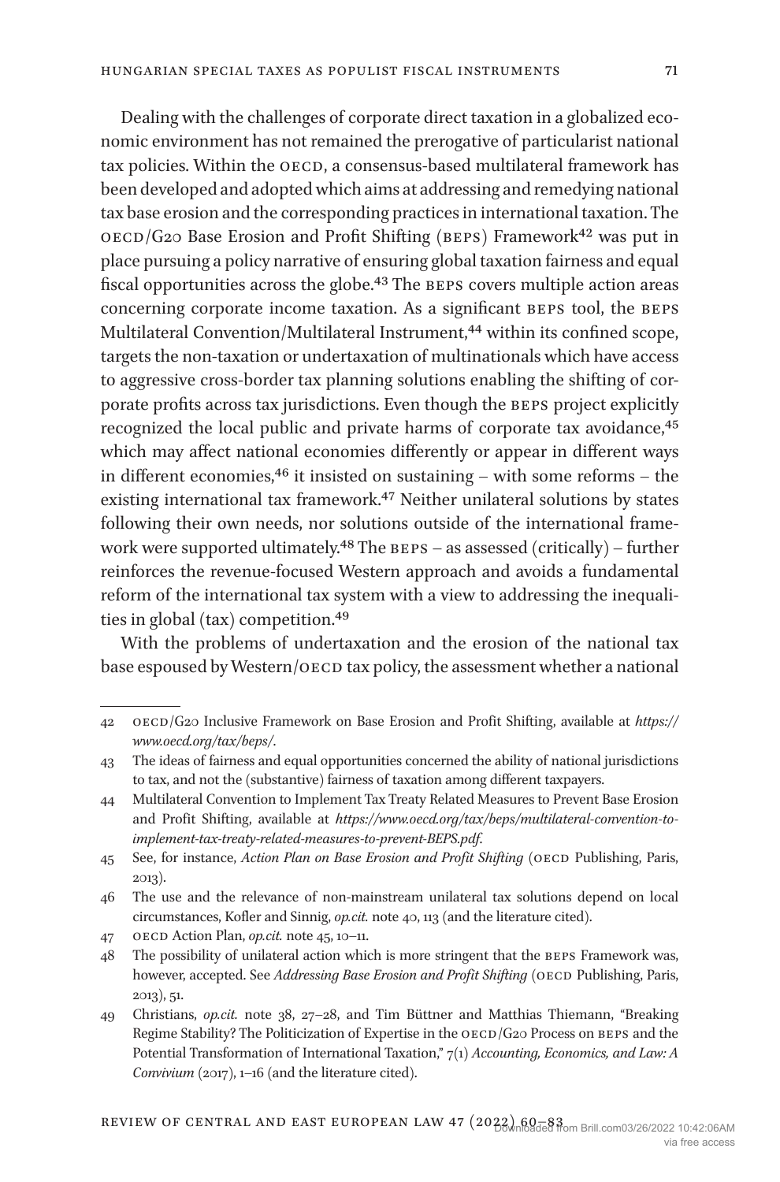Dealing with the challenges of corporate direct taxation in a globalized economic environment has not remained the prerogative of particularist national tax policies. Within the OECD, a consensus-based multilateral framework has been developed and adopted which aims at addressing and remedying national tax base erosion and the corresponding practices in international taxation. The OECD/G20 Base Erosion and Profit Shifting (BEPS) Framework[42] was put in place pursuing a policy narrative of ensuring global taxation fairness and equal fiscal opportunities across the globe.[43] The BEPS covers multiple action areas concerning corporate income taxation. As a significant BEPS tool, the BEPS Multilateral Convention/Multilateral Instrument,[44] within its confined scope, targets the non-taxation or undertaxation of multinationals which have access to aggressive cross-border tax planning solutions enabling the shifting of corporate profits across tax jurisdictions. Even though the BEPS project explicitly recognized the local public and private harms of corporate tax avoidance,[45] which may affect national economies differently or appear in different ways in different economies,[46] it insisted on sustaining – with some reforms – the existing international tax framework.[47] Neither unilateral solutions by states following their own needs, nor solutions outside of the international framework were supported ultimately.[48] The BEPS – as assessed (critically) – further reinforces the revenue-focused Western approach and avoids a fundamental reform of the international tax system with a view to addressing the inequalities in global (tax) competition.[49]

With the problems of undertaxation and the erosion of the national tax base espoused by Western/OECD tax policy, the assessment whether a national

---

42 OECD/G20 Inclusive Framework on Base Erosion and Profit Shifting, available at *https://www.oecd.org/tax/beps/*.

43 The ideas of fairness and equal opportunities concerned the ability of national jurisdictions to tax, and not the (substantive) fairness of taxation among different taxpayers.

44 Multilateral Convention to Implement Tax Treaty Related Measures to Prevent Base Erosion and Profit Shifting, available at *https://www.oecd.org/tax/beps/multilateral-convention-to-implement-tax-treaty-related-measures-to-prevent-BEPS.pdf*.

45 See, for instance, *Action Plan on Base Erosion and Profit Shifting* (OECD Publishing, Paris, 2013).

46 The use and the relevance of non-mainstream unilateral tax solutions depend on local circumstances, Kofler and Sinnig, *op.cit.* note 40, 113 (and the literature cited).

47 OECD Action Plan, *op.cit.* note 45, 10–11.

48 The possibility of unilateral action which is more stringent that the BEPS Framework was, however, accepted. See *Addressing Base Erosion and Profit Shifting* (OECD Publishing, Paris, 2013), 51.

49 Christians, *op.cit.* note 38, 27–28, and Tim Büttner and Matthias Thiemann, "Breaking Regime Stability? The Politicization of Expertise in the OECD/G20 Process on BEPS and the Potential Transformation of International Taxation," 7(1) *Accounting, Economics, and Law: A Convivium* (2017), 1–16 (and the literature cited).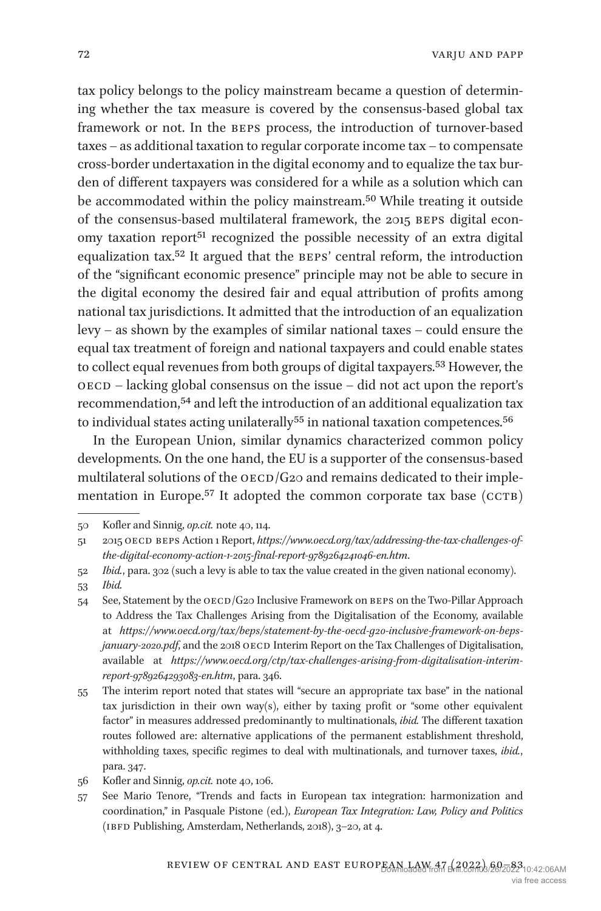tax policy belongs to the policy mainstream became a question of determining whether the tax measure is covered by the consensus-based global tax framework or not. In the BEPS process, the introduction of turnover-based taxes – as additional taxation to regular corporate income tax – to compensate cross-border undertaxation in the digital economy and to equalize the tax burden of different taxpayers was considered for a while as a solution which can be accommodated within the policy mainstream.[50] While treating it outside of the consensus-based multilateral framework, the 2015 BEPS digital economy taxation report[51] recognized the possible necessity of an extra digital equalization tax.[52] It argued that the BEPS' central reform, the introduction of the "significant economic presence" principle may not be able to secure in the digital economy the desired fair and equal attribution of profits among national tax jurisdictions. It admitted that the introduction of an equalization levy – as shown by the examples of similar national taxes – could ensure the equal tax treatment of foreign and national taxpayers and could enable states to collect equal revenues from both groups of digital taxpayers.[53] However, the OECD – lacking global consensus on the issue – did not act upon the report's recommendation,[54] and left the introduction of an additional equalization tax to individual states acting unilaterally[55] in national taxation competences.[56]

In the European Union, similar dynamics characterized common policy developments. On the one hand, the EU is a supporter of the consensus-based multilateral solutions of the OECD/G20 and remains dedicated to their implementation in Europe.[57] It adopted the common corporate tax base (CCTB)

---

50 Kofler and Sinnig, *op.cit.* note 40, 114.

51 2015 OECD BEPS Action 1 Report, *https://www.oecd.org/tax/addressing-the-tax-challenges-of-the-digital-economy-action-1-2015-final-report-9789264241046-en.htm*.

52 *Ibid.*, para. 302 (such a levy is able to tax the value created in the given national economy).

53 *Ibid.*

54 See, Statement by the OECD/G20 Inclusive Framework on BEPS on the Two-Pillar Approach to Address the Tax Challenges Arising from the Digitalisation of the Economy, available at *https://www.oecd.org/tax/beps/statement-by-the-oecd-g20-inclusive-framework-on-beps-january-2020.pdf*, and the 2018 OECD Interim Report on the Tax Challenges of Digitalisation, available at *https://www.oecd.org/ctp/tax-challenges-arising-from-digitalisation-interim-report-9789264293083-en.htm*, para. 346.

55 The interim report noted that states will "secure an appropriate tax base" in the national tax jurisdiction in their own way(s), either by taxing profit or "some other equivalent factor" in measures addressed predominantly to multinationals, *ibid.* The different taxation routes followed are: alternative applications of the permanent establishment threshold, withholding taxes, specific regimes to deal with multinationals, and turnover taxes, *ibid.*, para. 347.

56 Kofler and Sinnig, *op.cit.* note 40, 106.

57 See Mario Tenore, "Trends and facts in European tax integration: harmonization and coordination," in Pasquale Pistone (ed.), *European Tax Integration: Law, Policy and Politics* (IBFD Publishing, Amsterdam, Netherlands, 2018), 3–20, at 4.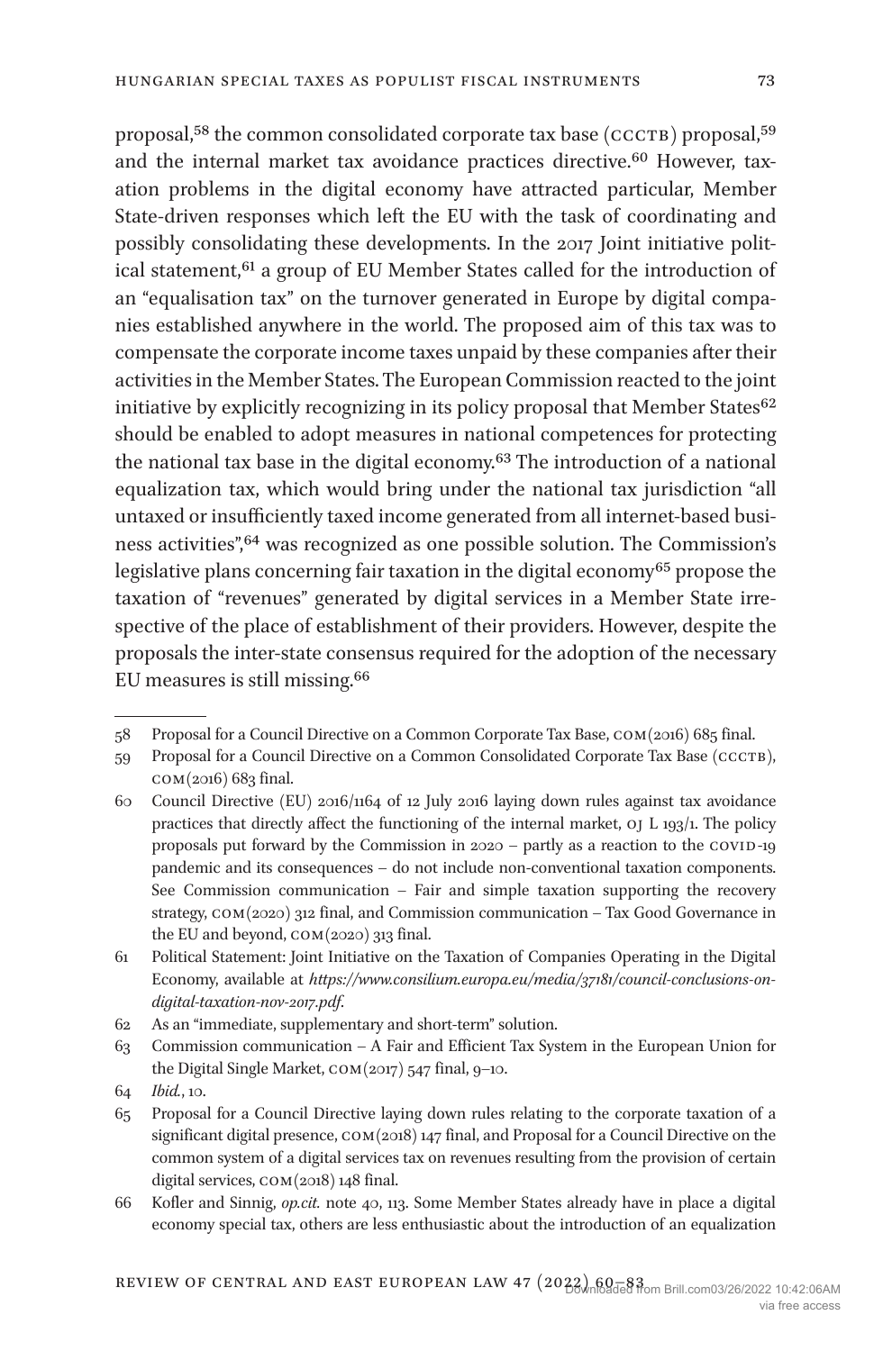proposal,[58] the common consolidated corporate tax base (CCCTB) proposal,[59] and the internal market tax avoidance practices directive.[60] However, taxation problems in the digital economy have attracted particular, Member State-driven responses which left the EU with the task of coordinating and possibly consolidating these developments. In the 2017 Joint initiative political statement,[61] a group of EU Member States called for the introduction of an "equalisation tax" on the turnover generated in Europe by digital companies established anywhere in the world. The proposed aim of this tax was to compensate the corporate income taxes unpaid by these companies after their activities in the Member States. The European Commission reacted to the joint initiative by explicitly recognizing in its policy proposal that Member States[62] should be enabled to adopt measures in national competences for protecting the national tax base in the digital economy.[63] The introduction of a national equalization tax, which would bring under the national tax jurisdiction "all untaxed or insufficiently taxed income generated from all internet-based business activities",[64] was recognized as one possible solution. The Commission's legislative plans concerning fair taxation in the digital economy[65] propose the taxation of "revenues" generated by digital services in a Member State irrespective of the place of establishment of their providers. However, despite the proposals the inter-state consensus required for the adoption of the necessary EU measures is still missing.[66]

---

58 Proposal for a Council Directive on a Common Corporate Tax Base, COM(2016) 685 final.

59 Proposal for a Council Directive on a Common Consolidated Corporate Tax Base (CCCTB), COM(2016) 683 final.

60 Council Directive (EU) 2016/1164 of 12 July 2016 laying down rules against tax avoidance practices that directly affect the functioning of the internal market, OJ L 193/1. The policy proposals put forward by the Commission in 2020 – partly as a reaction to the COVID-19 pandemic and its consequences – do not include non-conventional taxation components. See Commission communication – Fair and simple taxation supporting the recovery strategy, COM(2020) 312 final, and Commission communication – Tax Good Governance in the EU and beyond, COM(2020) 313 final.

61 Political Statement: Joint Initiative on the Taxation of Companies Operating in the Digital Economy, available at *https://www.consilium.europa.eu/media/37181/council-conclusions-on-digital-taxation-nov-2017.pdf*.

62 As an "immediate, supplementary and short-term" solution.

63 Commission communication – A Fair and Efficient Tax System in the European Union for the Digital Single Market, COM(2017) 547 final, 9–10.

64 *Ibid.*, 10.

65 Proposal for a Council Directive laying down rules relating to the corporate taxation of a significant digital presence, COM(2018) 147 final, and Proposal for a Council Directive on the common system of a digital services tax on revenues resulting from the provision of certain digital services, COM(2018) 148 final.

66 Kofler and Sinnig, *op.cit.* note 40, 113. Some Member States already have in place a digital economy special tax, others are less enthusiastic about the introduction of an equalization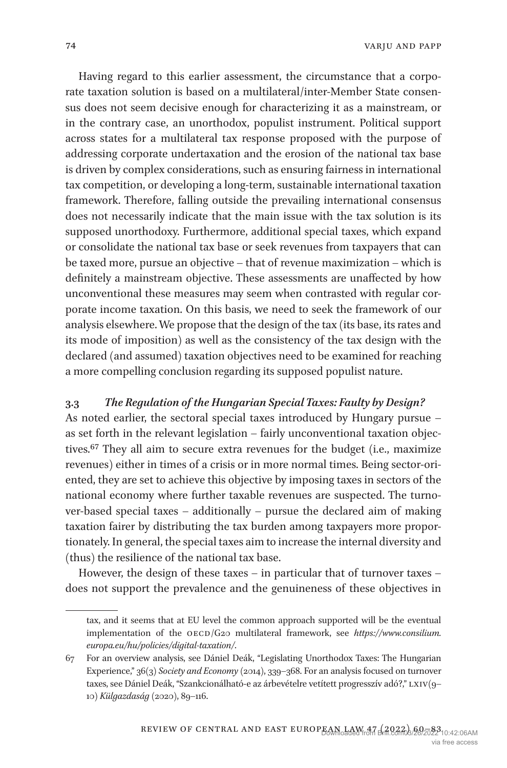Having regard to this earlier assessment, the circumstance that a corporate taxation solution is based on a multilateral/inter-Member State consensus does not seem decisive enough for characterizing it as a mainstream, or in the contrary case, an unorthodox, populist instrument. Political support across states for a multilateral tax response proposed with the purpose of addressing corporate undertaxation and the erosion of the national tax base is driven by complex considerations, such as ensuring fairness in international tax competition, or developing a long-term, sustainable international taxation framework. Therefore, falling outside the prevailing international consensus does not necessarily indicate that the main issue with the tax solution is its supposed unorthodoxy. Furthermore, additional special taxes, which expand or consolidate the national tax base or seek revenues from taxpayers that can be taxed more, pursue an objective – that of revenue maximization – which is definitely a mainstream objective. These assessments are unaffected by how unconventional these measures may seem when contrasted with regular corporate income taxation. On this basis, we need to seek the framework of our analysis elsewhere. We propose that the design of the tax (its base, its rates and its mode of imposition) as well as the consistency of the tax design with the declared (and assumed) taxation objectives need to be examined for reaching a more compelling conclusion regarding its supposed populist nature.

### 3.3 *The Regulation of the Hungarian Special Taxes: Faulty by Design?*

As noted earlier, the sectoral special taxes introduced by Hungary pursue – as set forth in the relevant legislation – fairly unconventional taxation objectives.[67] They all aim to secure extra revenues for the budget (i.e., maximize revenues) either in times of a crisis or in more normal times. Being sector-oriented, they are set to achieve this objective by imposing taxes in sectors of the national economy where further taxable revenues are suspected. The turnover-based special taxes – additionally – pursue the declared aim of making taxation fairer by distributing the tax burden among taxpayers more proportionately. In general, the special taxes aim to increase the internal diversity and (thus) the resilience of the national tax base.

However, the design of these taxes – in particular that of turnover taxes – does not support the prevalence and the genuineness of these objectives in

---

tax, and it seems that at EU level the common approach supported will be the eventual implementation of the OECD/G20 multilateral framework, see *https://www.consilium.europa.eu/hu/policies/digital-taxation/*.

67 For an overview analysis, see Dániel Deák, "Legislating Unorthodox Taxes: The Hungarian Experience," 36(3) *Society and Economy* (2014), 339–368. For an analysis focused on turnover taxes, see Dániel Deák, "Szankcionálható-e az árbevételre vetített progresszív adó?," LXIV(9–10) *Külgazdaság* (2020), 89–116.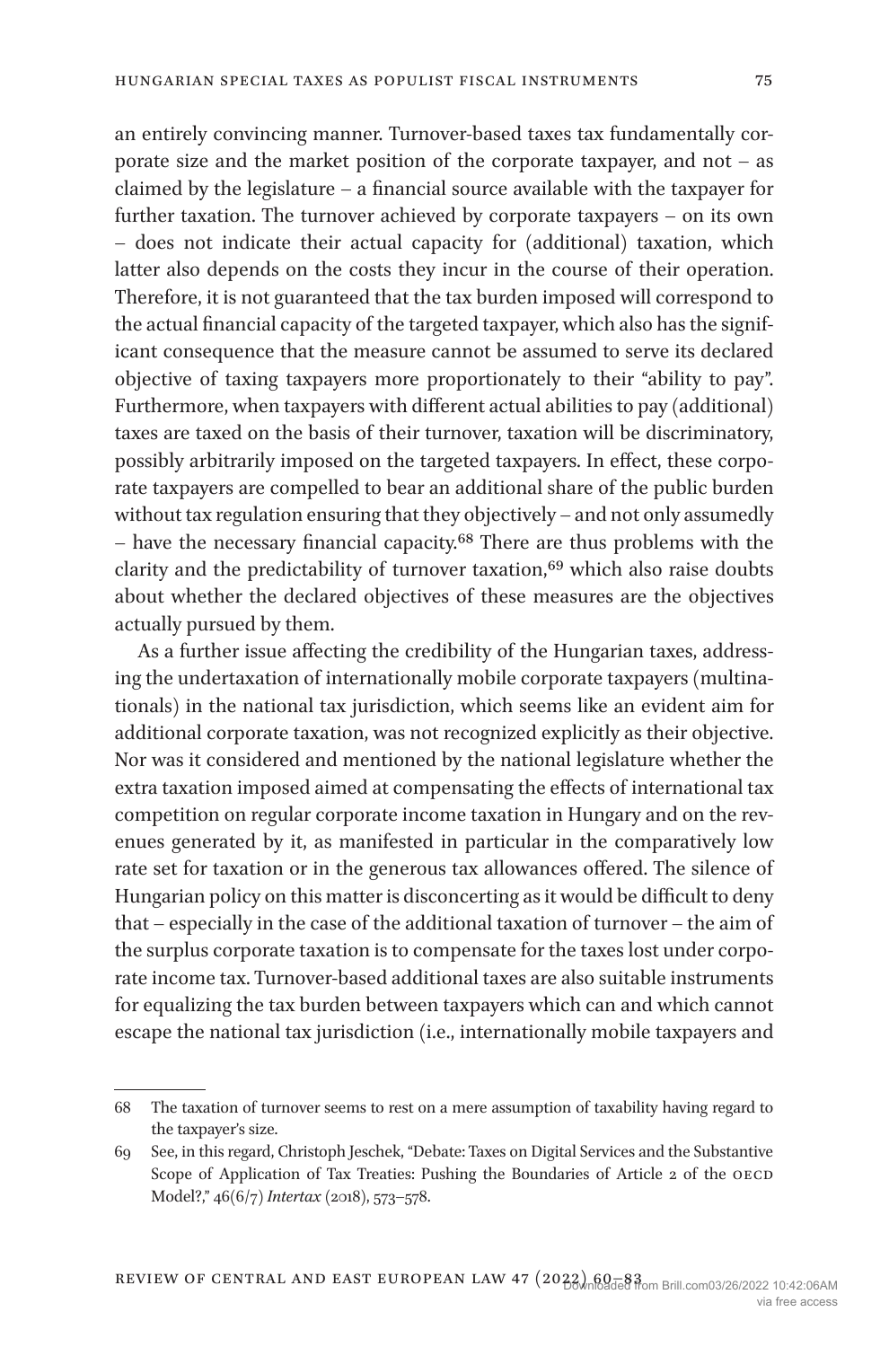an entirely convincing manner. Turnover-based taxes tax fundamentally corporate size and the market position of the corporate taxpayer, and not – as claimed by the legislature – a financial source available with the taxpayer for further taxation. The turnover achieved by corporate taxpayers – on its own – does not indicate their actual capacity for (additional) taxation, which latter also depends on the costs they incur in the course of their operation. Therefore, it is not guaranteed that the tax burden imposed will correspond to the actual financial capacity of the targeted taxpayer, which also has the significant consequence that the measure cannot be assumed to serve its declared objective of taxing taxpayers more proportionately to their "ability to pay". Furthermore, when taxpayers with different actual abilities to pay (additional) taxes are taxed on the basis of their turnover, taxation will be discriminatory, possibly arbitrarily imposed on the targeted taxpayers. In effect, these corporate taxpayers are compelled to bear an additional share of the public burden without tax regulation ensuring that they objectively – and not only assumedly – have the necessary financial capacity.[68] There are thus problems with the clarity and the predictability of turnover taxation,[69] which also raise doubts about whether the declared objectives of these measures are the objectives actually pursued by them.

As a further issue affecting the credibility of the Hungarian taxes, addressing the undertaxation of internationally mobile corporate taxpayers (multinationals) in the national tax jurisdiction, which seems like an evident aim for additional corporate taxation, was not recognized explicitly as their objective. Nor was it considered and mentioned by the national legislature whether the extra taxation imposed aimed at compensating the effects of international tax competition on regular corporate income taxation in Hungary and on the revenues generated by it, as manifested in particular in the comparatively low rate set for taxation or in the generous tax allowances offered. The silence of Hungarian policy on this matter is disconcerting as it would be difficult to deny that – especially in the case of the additional taxation of turnover – the aim of the surplus corporate taxation is to compensate for the taxes lost under corporate income tax. Turnover-based additional taxes are also suitable instruments for equalizing the tax burden between taxpayers which can and which cannot escape the national tax jurisdiction (i.e., internationally mobile taxpayers and

---

68 The taxation of turnover seems to rest on a mere assumption of taxability having regard to the taxpayer's size.

69 See, in this regard, Christoph Jeschek, "Debate: Taxes on Digital Services and the Substantive Scope of Application of Tax Treaties: Pushing the Boundaries of Article 2 of the OECD Model?," 46(6/7) *Intertax* (2018), 573–578.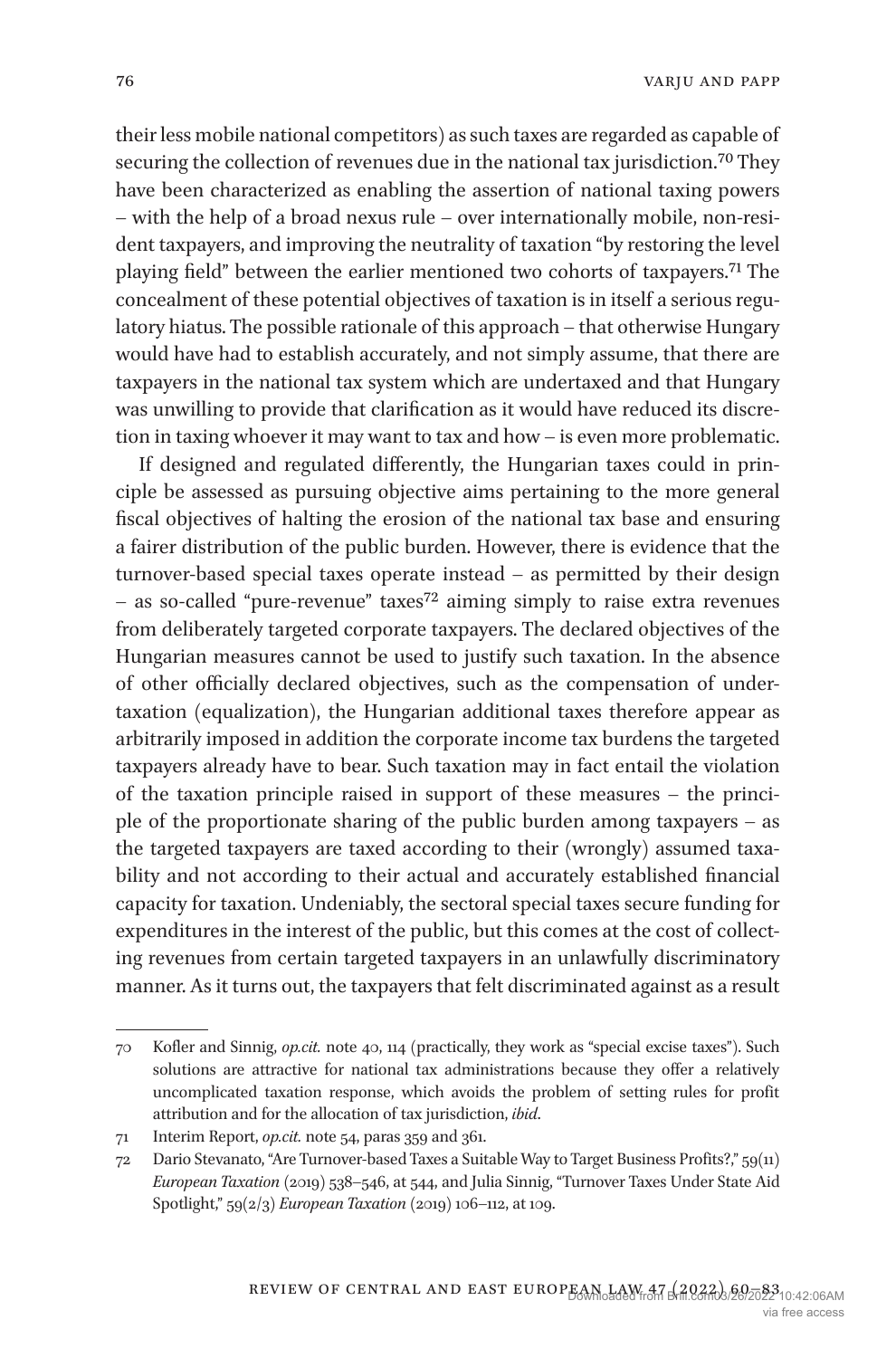their less mobile national competitors) as such taxes are regarded as capable of securing the collection of revenues due in the national tax jurisdiction.[70] They have been characterized as enabling the assertion of national taxing powers – with the help of a broad nexus rule – over internationally mobile, non-resident taxpayers, and improving the neutrality of taxation "by restoring the level playing field" between the earlier mentioned two cohorts of taxpayers.[71] The concealment of these potential objectives of taxation is in itself a serious regulatory hiatus. The possible rationale of this approach – that otherwise Hungary would have had to establish accurately, and not simply assume, that there are taxpayers in the national tax system which are undertaxed and that Hungary was unwilling to provide that clarification as it would have reduced its discretion in taxing whoever it may want to tax and how – is even more problematic.

If designed and regulated differently, the Hungarian taxes could in principle be assessed as pursuing objective aims pertaining to the more general fiscal objectives of halting the erosion of the national tax base and ensuring a fairer distribution of the public burden. However, there is evidence that the turnover-based special taxes operate instead – as permitted by their design – as so-called "pure-revenue" taxes[72] aiming simply to raise extra revenues from deliberately targeted corporate taxpayers. The declared objectives of the Hungarian measures cannot be used to justify such taxation. In the absence of other officially declared objectives, such as the compensation of undertaxation (equalization), the Hungarian additional taxes therefore appear as arbitrarily imposed in addition the corporate income tax burdens the targeted taxpayers already have to bear. Such taxation may in fact entail the violation of the taxation principle raised in support of these measures – the principle of the proportionate sharing of the public burden among taxpayers – as the targeted taxpayers are taxed according to their (wrongly) assumed taxability and not according to their actual and accurately established financial capacity for taxation. Undeniably, the sectoral special taxes secure funding for expenditures in the interest of the public, but this comes at the cost of collecting revenues from certain targeted taxpayers in an unlawfully discriminatory manner. As it turns out, the taxpayers that felt discriminated against as a result

---

70 Kofler and Sinnig, *op.cit.* note 40, 114 (practically, they work as "special excise taxes"). Such solutions are attractive for national tax administrations because they offer a relatively uncomplicated taxation response, which avoids the problem of setting rules for profit attribution and for the allocation of tax jurisdiction, *ibid*.

71 Interim Report, *op.cit.* note 54, paras 359 and 361.

72 Dario Stevanato, "Are Turnover-based Taxes a Suitable Way to Target Business Profits?," 59(11) *European Taxation* (2019) 538–546, at 544, and Julia Sinnig, "Turnover Taxes Under State Aid Spotlight," 59(2/3) *European Taxation* (2019) 106–112, at 109.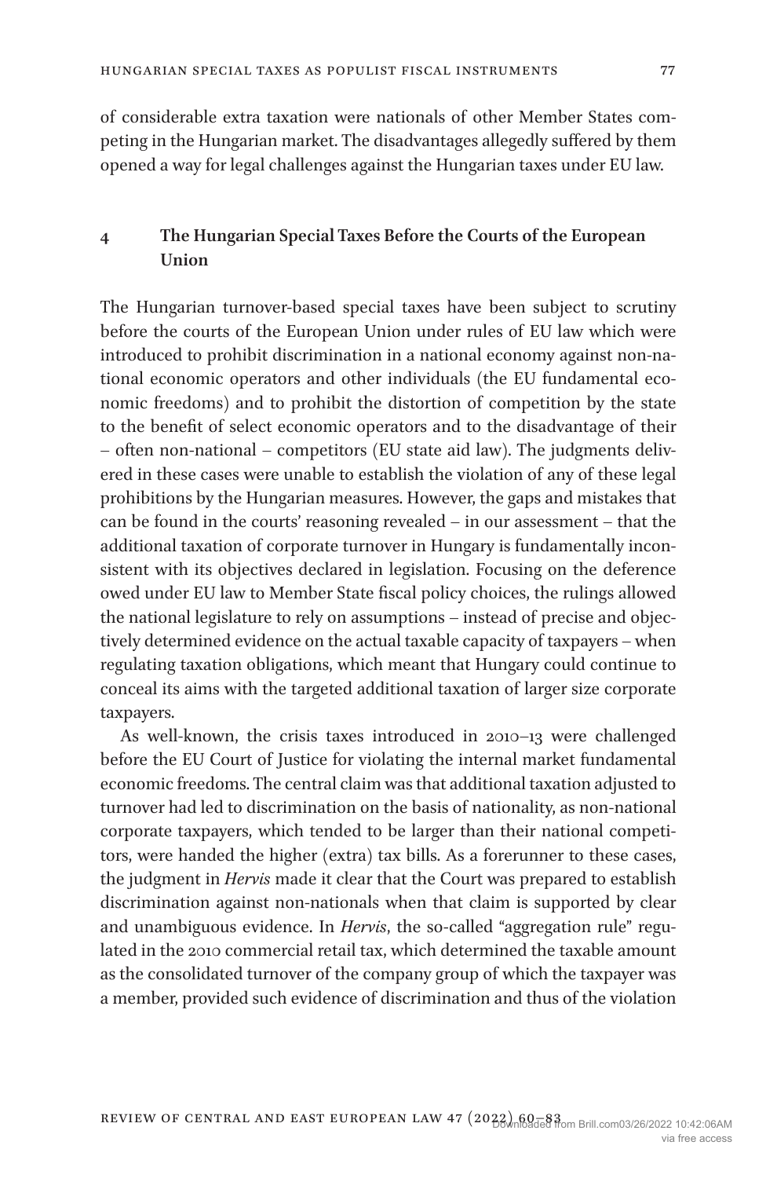of considerable extra taxation were nationals of other Member States competing in the Hungarian market. The disadvantages allegedly suffered by them opened a way for legal challenges against the Hungarian taxes under EU law.

## 4 The Hungarian Special Taxes Before the Courts of the European Union

The Hungarian turnover-based special taxes have been subject to scrutiny before the courts of the European Union under rules of EU law which were introduced to prohibit discrimination in a national economy against non-national economic operators and other individuals (the EU fundamental economic freedoms) and to prohibit the distortion of competition by the state to the benefit of select economic operators and to the disadvantage of their – often non-national – competitors (EU state aid law). The judgments delivered in these cases were unable to establish the violation of any of these legal prohibitions by the Hungarian measures. However, the gaps and mistakes that can be found in the courts' reasoning revealed – in our assessment – that the additional taxation of corporate turnover in Hungary is fundamentally inconsistent with its objectives declared in legislation. Focusing on the deference owed under EU law to Member State fiscal policy choices, the rulings allowed the national legislature to rely on assumptions – instead of precise and objectively determined evidence on the actual taxable capacity of taxpayers – when regulating taxation obligations, which meant that Hungary could continue to conceal its aims with the targeted additional taxation of larger size corporate taxpayers.

As well-known, the crisis taxes introduced in 2010–13 were challenged before the EU Court of Justice for violating the internal market fundamental economic freedoms. The central claim was that additional taxation adjusted to turnover had led to discrimination on the basis of nationality, as non-national corporate taxpayers, which tended to be larger than their national competitors, were handed the higher (extra) tax bills. As a forerunner to these cases, the judgment in *Hervis* made it clear that the Court was prepared to establish discrimination against non-nationals when that claim is supported by clear and unambiguous evidence. In *Hervis*, the so-called "aggregation rule" regulated in the 2010 commercial retail tax, which determined the taxable amount as the consolidated turnover of the company group of which the taxpayer was a member, provided such evidence of discrimination and thus of the violation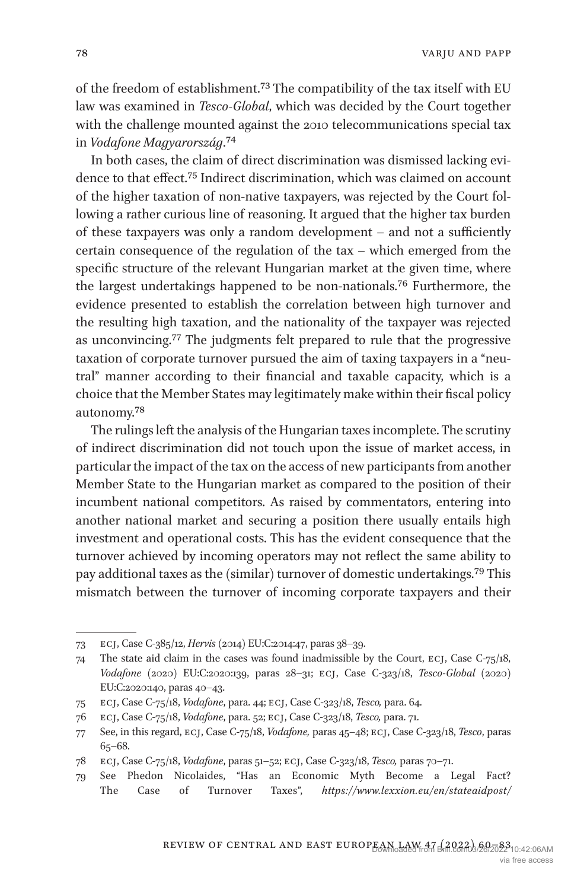of the freedom of establishment.[73] The compatibility of the tax itself with EU law was examined in *Tesco-Global*, which was decided by the Court together with the challenge mounted against the 2010 telecommunications special tax in *Vodafone Magyarország*.[74]

In both cases, the claim of direct discrimination was dismissed lacking evidence to that effect.[75] Indirect discrimination, which was claimed on account of the higher taxation of non-native taxpayers, was rejected by the Court following a rather curious line of reasoning. It argued that the higher tax burden of these taxpayers was only a random development – and not a sufficiently certain consequence of the regulation of the tax – which emerged from the specific structure of the relevant Hungarian market at the given time, where the largest undertakings happened to be non-nationals.[76] Furthermore, the evidence presented to establish the correlation between high turnover and the resulting high taxation, and the nationality of the taxpayer was rejected as unconvincing.[77] The judgments felt prepared to rule that the progressive taxation of corporate turnover pursued the aim of taxing taxpayers in a "neutral" manner according to their financial and taxable capacity, which is a choice that the Member States may legitimately make within their fiscal policy autonomy.[78]

The rulings left the analysis of the Hungarian taxes incomplete. The scrutiny of indirect discrimination did not touch upon the issue of market access, in particular the impact of the tax on the access of new participants from another Member State to the Hungarian market as compared to the position of their incumbent national competitors. As raised by commentators, entering into another national market and securing a position there usually entails high investment and operational costs. This has the evident consequence that the turnover achieved by incoming operators may not reflect the same ability to pay additional taxes as the (similar) turnover of domestic undertakings.[79] This mismatch between the turnover of incoming corporate taxpayers and their

---

73 ECJ, Case C-385/12, *Hervis* (2014) EU:C:2014:47, paras 38–39.

74 The state aid claim in the cases was found inadmissible by the Court, ECJ, Case C-75/18, *Vodafone* (2020) EU:C:2020:139, paras 28–31; ECJ, Case C-323/18, *Tesco-Global* (2020) EU:C:2020:140, paras 40–43.

75 ECJ, Case C-75/18, *Vodafone*, para. 44; ECJ, Case C-323/18, *Tesco,* para. 64.

76 ECJ, Case C-75/18, *Vodafone*, para. 52; ECJ, Case C-323/18, *Tesco,* para. 71.

77 See, in this regard, ECJ, Case C-75/18, *Vodafone,* paras 45–48; ECJ, Case C-323/18, *Tesco*, paras 65–68.

78 ECJ, Case C-75/18, *Vodafone*, paras 51–52; ECJ, Case C-323/18, *Tesco,* paras 70–71.

79 See Phedon Nicolaides, "Has an Economic Myth Become a Legal Fact? The Case of Turnover Taxes", *https://www.lexxion.eu/en/stateaidpost/*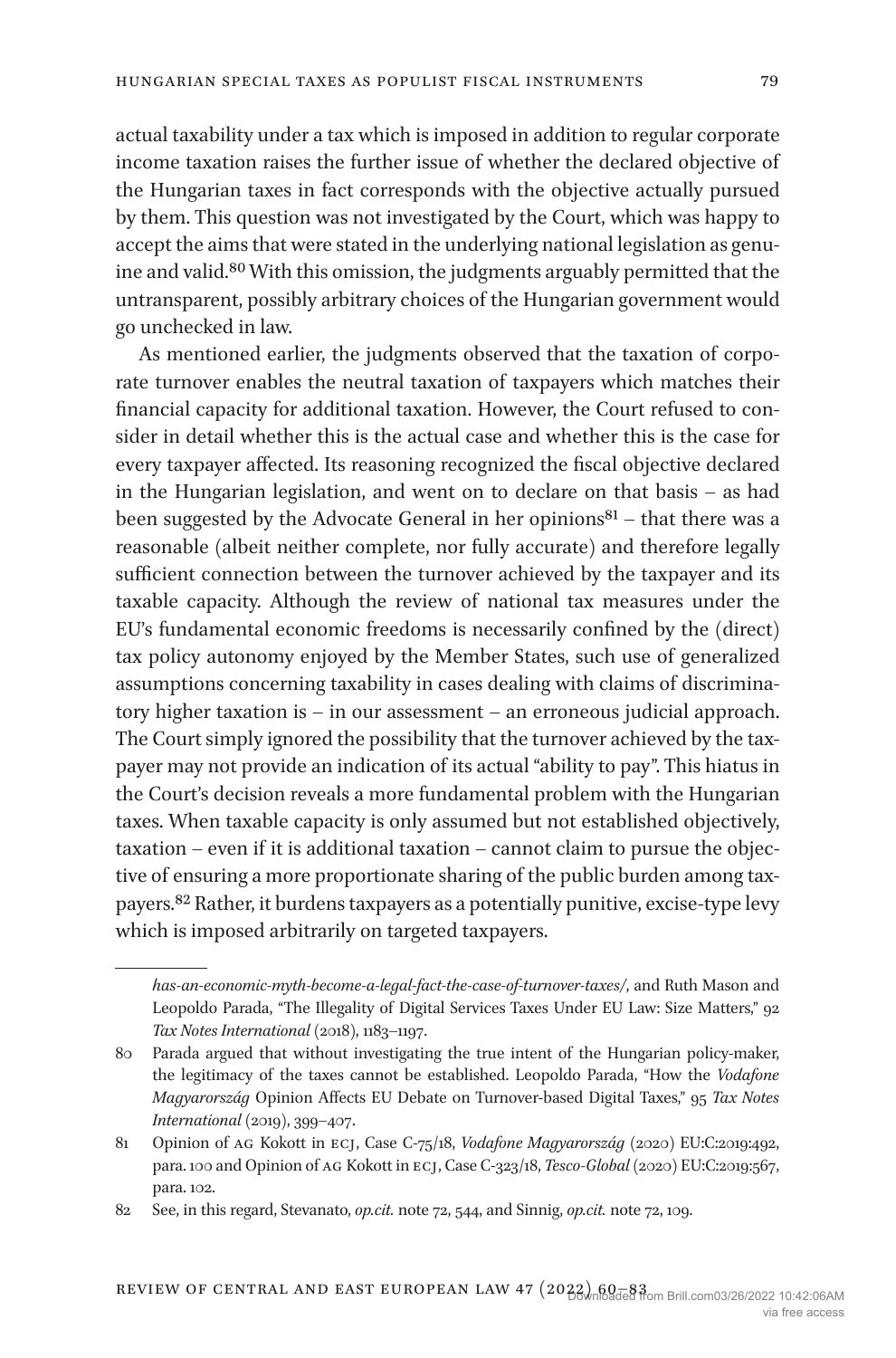actual taxability under a tax which is imposed in addition to regular corporate income taxation raises the further issue of whether the declared objective of the Hungarian taxes in fact corresponds with the objective actually pursued by them. This question was not investigated by the Court, which was happy to accept the aims that were stated in the underlying national legislation as genuine and valid.[80] With this omission, the judgments arguably permitted that the untransparent, possibly arbitrary choices of the Hungarian government would go unchecked in law.

As mentioned earlier, the judgments observed that the taxation of corporate turnover enables the neutral taxation of taxpayers which matches their financial capacity for additional taxation. However, the Court refused to consider in detail whether this is the actual case and whether this is the case for every taxpayer affected. Its reasoning recognized the fiscal objective declared in the Hungarian legislation, and went on to declare on that basis – as had been suggested by the Advocate General in her opinions[81] – that there was a reasonable (albeit neither complete, nor fully accurate) and therefore legally sufficient connection between the turnover achieved by the taxpayer and its taxable capacity. Although the review of national tax measures under the EU's fundamental economic freedoms is necessarily confined by the (direct) tax policy autonomy enjoyed by the Member States, such use of generalized assumptions concerning taxability in cases dealing with claims of discriminatory higher taxation is – in our assessment – an erroneous judicial approach. The Court simply ignored the possibility that the turnover achieved by the taxpayer may not provide an indication of its actual "ability to pay". This hiatus in the Court's decision reveals a more fundamental problem with the Hungarian taxes. When taxable capacity is only assumed but not established objectively, taxation – even if it is additional taxation – cannot claim to pursue the objective of ensuring a more proportionate sharing of the public burden among taxpayers.[82] Rather, it burdens taxpayers as a potentially punitive, excise-type levy which is imposed arbitrarily on targeted taxpayers.

---

*has-an-economic-myth-become-a-legal-fact-the-case-of-turnover-taxes/*, and Ruth Mason and Leopoldo Parada, "The Illegality of Digital Services Taxes Under EU Law: Size Matters," 92 *Tax Notes International* (2018), 1183–1197.

80 Parada argued that without investigating the true intent of the Hungarian policy-maker, the legitimacy of the taxes cannot be established. Leopoldo Parada, "How the *Vodafone Magyarország* Opinion Affects EU Debate on Turnover-based Digital Taxes," 95 *Tax Notes International* (2019), 399–407.

81 Opinion of AG Kokott in ECJ, Case C-75/18, *Vodafone Magyarország* (2020) EU:C:2019:492, para. 100 and Opinion of AG Kokott in ECJ, Case C-323/18, *Tesco-Global* (2020) EU:C:2019:567, para. 102.

82 See, in this regard, Stevanato, *op.cit.* note 72, 544, and Sinnig, *op.cit.* note 72, 109.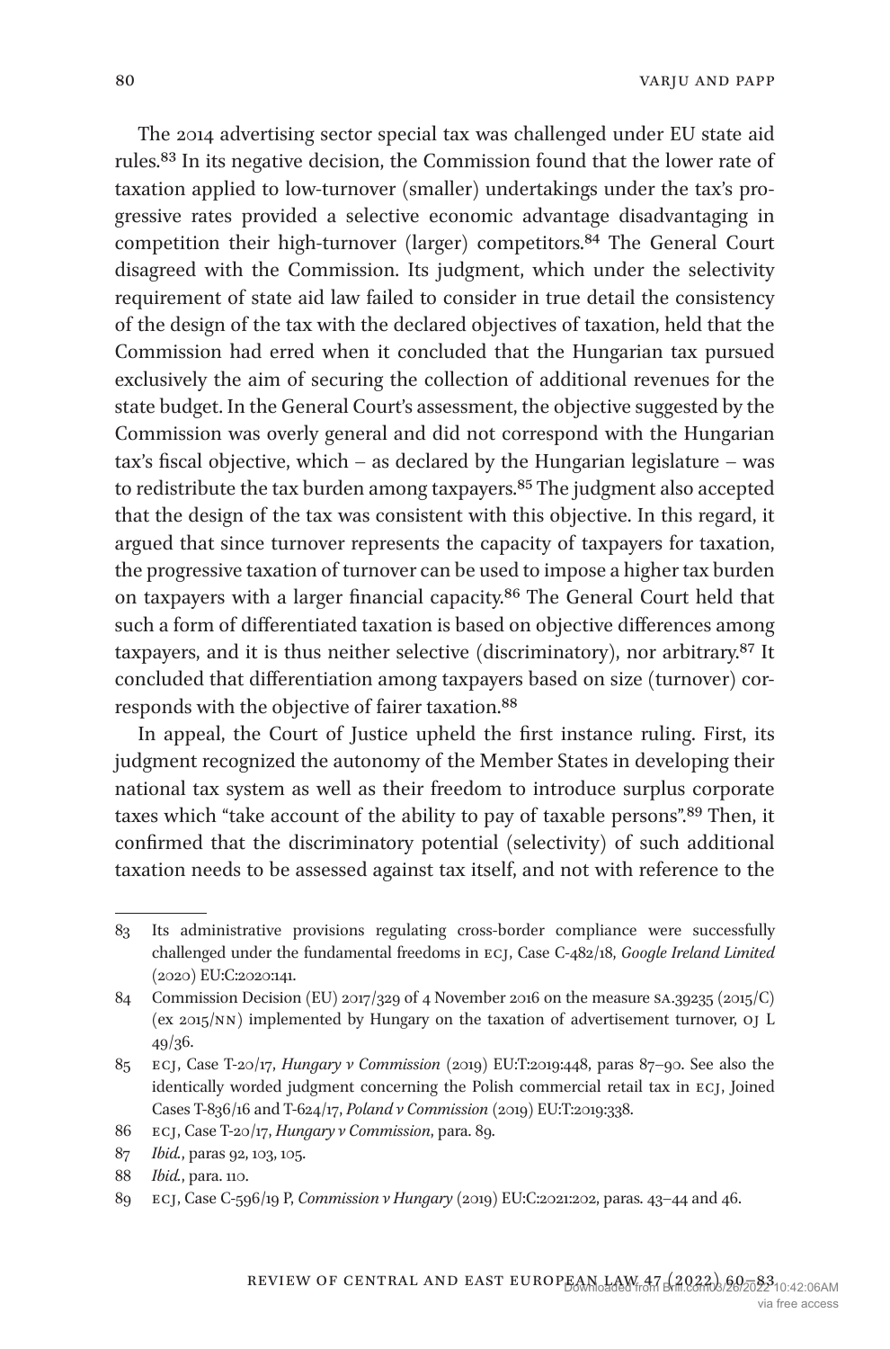The 2014 advertising sector special tax was challenged under EU state aid rules.[83] In its negative decision, the Commission found that the lower rate of taxation applied to low-turnover (smaller) undertakings under the tax's progressive rates provided a selective economic advantage disadvantaging in competition their high-turnover (larger) competitors.[84] The General Court disagreed with the Commission. Its judgment, which under the selectivity requirement of state aid law failed to consider in true detail the consistency of the design of the tax with the declared objectives of taxation, held that the Commission had erred when it concluded that the Hungarian tax pursued exclusively the aim of securing the collection of additional revenues for the state budget. In the General Court's assessment, the objective suggested by the Commission was overly general and did not correspond with the Hungarian tax's fiscal objective, which – as declared by the Hungarian legislature – was to redistribute the tax burden among taxpayers.[85] The judgment also accepted that the design of the tax was consistent with this objective. In this regard, it argued that since turnover represents the capacity of taxpayers for taxation, the progressive taxation of turnover can be used to impose a higher tax burden on taxpayers with a larger financial capacity.[86] The General Court held that such a form of differentiated taxation is based on objective differences among taxpayers, and it is thus neither selective (discriminatory), nor arbitrary.[87] It concluded that differentiation among taxpayers based on size (turnover) corresponds with the objective of fairer taxation.[88]

In appeal, the Court of Justice upheld the first instance ruling. First, its judgment recognized the autonomy of the Member States in developing their national tax system as well as their freedom to introduce surplus corporate taxes which "take account of the ability to pay of taxable persons".[89] Then, it confirmed that the discriminatory potential (selectivity) of such additional taxation needs to be assessed against tax itself, and not with reference to the

---

83 Its administrative provisions regulating cross-border compliance were successfully challenged under the fundamental freedoms in ECJ, Case C-482/18, *Google Ireland Limited* (2020) EU:C:2020:141.

84 Commission Decision (EU) 2017/329 of 4 November 2016 on the measure SA.39235 (2015/C) (ex 2015/NN) implemented by Hungary on the taxation of advertisement turnover, OJ L 49/36.

85 ECJ, Case T-20/17, *Hungary v Commission* (2019) EU:T:2019:448, paras 87–90. See also the identically worded judgment concerning the Polish commercial retail tax in ECJ, Joined Cases T-836/16 and T-624/17, *Poland v Commission* (2019) EU:T:2019:338.

86 ECJ, Case T-20/17, *Hungary v Commission*, para. 89.

87 *Ibid.*, paras 92, 103, 105.

88 *Ibid.*, para. 110.

89 ECJ, Case C-596/19 P, *Commission v Hungary* (2019) EU:C:2021:202, paras. 43–44 and 46.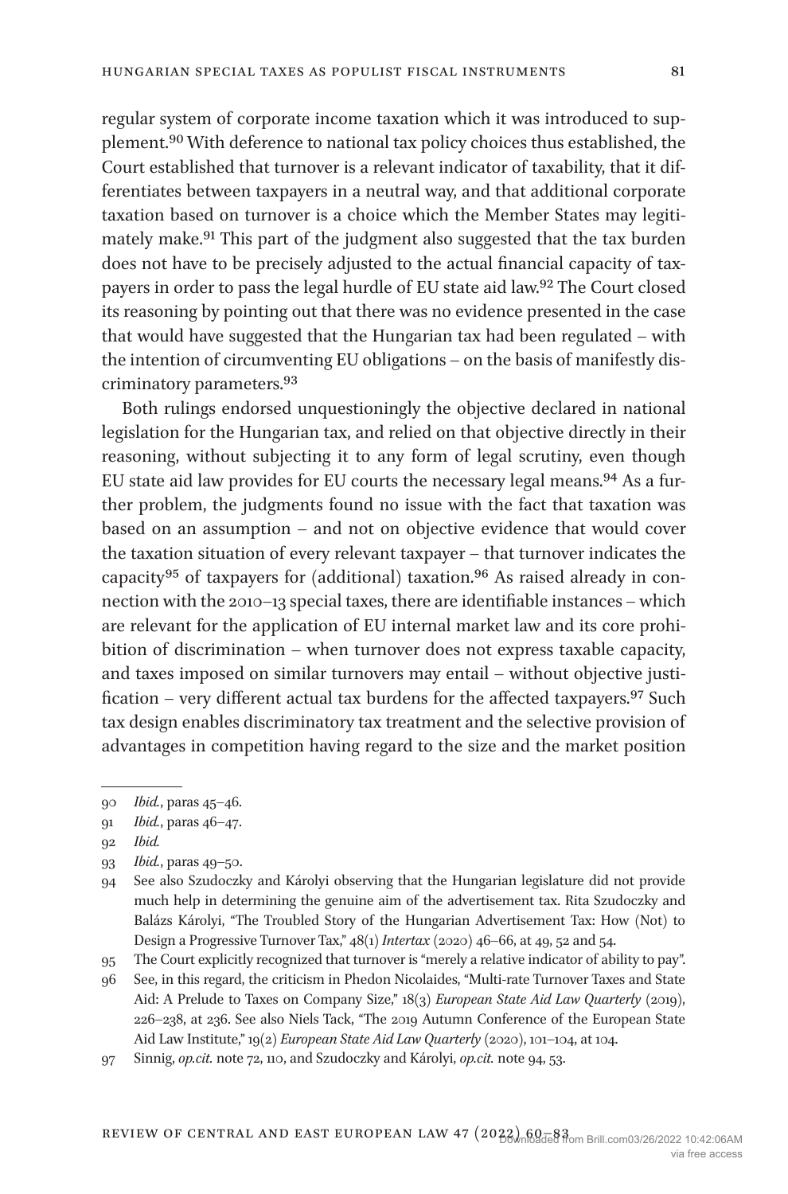regular system of corporate income taxation which it was introduced to supplement.[90] With deference to national tax policy choices thus established, the Court established that turnover is a relevant indicator of taxability, that it differentiates between taxpayers in a neutral way, and that additional corporate taxation based on turnover is a choice which the Member States may legitimately make.[91] This part of the judgment also suggested that the tax burden does not have to be precisely adjusted to the actual financial capacity of taxpayers in order to pass the legal hurdle of EU state aid law.[92] The Court closed its reasoning by pointing out that there was no evidence presented in the case that would have suggested that the Hungarian tax had been regulated – with the intention of circumventing EU obligations – on the basis of manifestly discriminatory parameters.[93]

Both rulings endorsed unquestioningly the objective declared in national legislation for the Hungarian tax, and relied on that objective directly in their reasoning, without subjecting it to any form of legal scrutiny, even though EU state aid law provides for EU courts the necessary legal means.[94] As a further problem, the judgments found no issue with the fact that taxation was based on an assumption – and not on objective evidence that would cover the taxation situation of every relevant taxpayer – that turnover indicates the capacity[95] of taxpayers for (additional) taxation.[96] As raised already in connection with the 2010–13 special taxes, there are identifiable instances – which are relevant for the application of EU internal market law and its core prohibition of discrimination – when turnover does not express taxable capacity, and taxes imposed on similar turnovers may entail – without objective justification – very different actual tax burdens for the affected taxpayers.[97] Such tax design enables discriminatory tax treatment and the selective provision of advantages in competition having regard to the size and the market position

---

90 *Ibid.*, paras 45–46.

91 *Ibid.*, paras 46–47.

92 *Ibid.*

93 *Ibid.*, paras 49–50.

94 See also Szudoczky and Károlyi observing that the Hungarian legislature did not provide much help in determining the genuine aim of the advertisement tax. Rita Szudoczky and Balázs Károlyi, "The Troubled Story of the Hungarian Advertisement Tax: How (Not) to Design a Progressive Turnover Tax," 48(1) *Intertax* (2020) 46–66, at 49, 52 and 54.

95 The Court explicitly recognized that turnover is "merely a relative indicator of ability to pay".

96 See, in this regard, the criticism in Phedon Nicolaides, "Multi-rate Turnover Taxes and State Aid: A Prelude to Taxes on Company Size," 18(3) *European State Aid Law Quarterly* (2019), 226–238, at 236. See also Niels Tack, "The 2019 Autumn Conference of the European State Aid Law Institute," 19(2) *European State Aid Law Quarterly* (2020), 101–104, at 104.

97 Sinnig, *op.cit.* note 72, 110, and Szudoczky and Károlyi, *op.cit.* note 94, 53.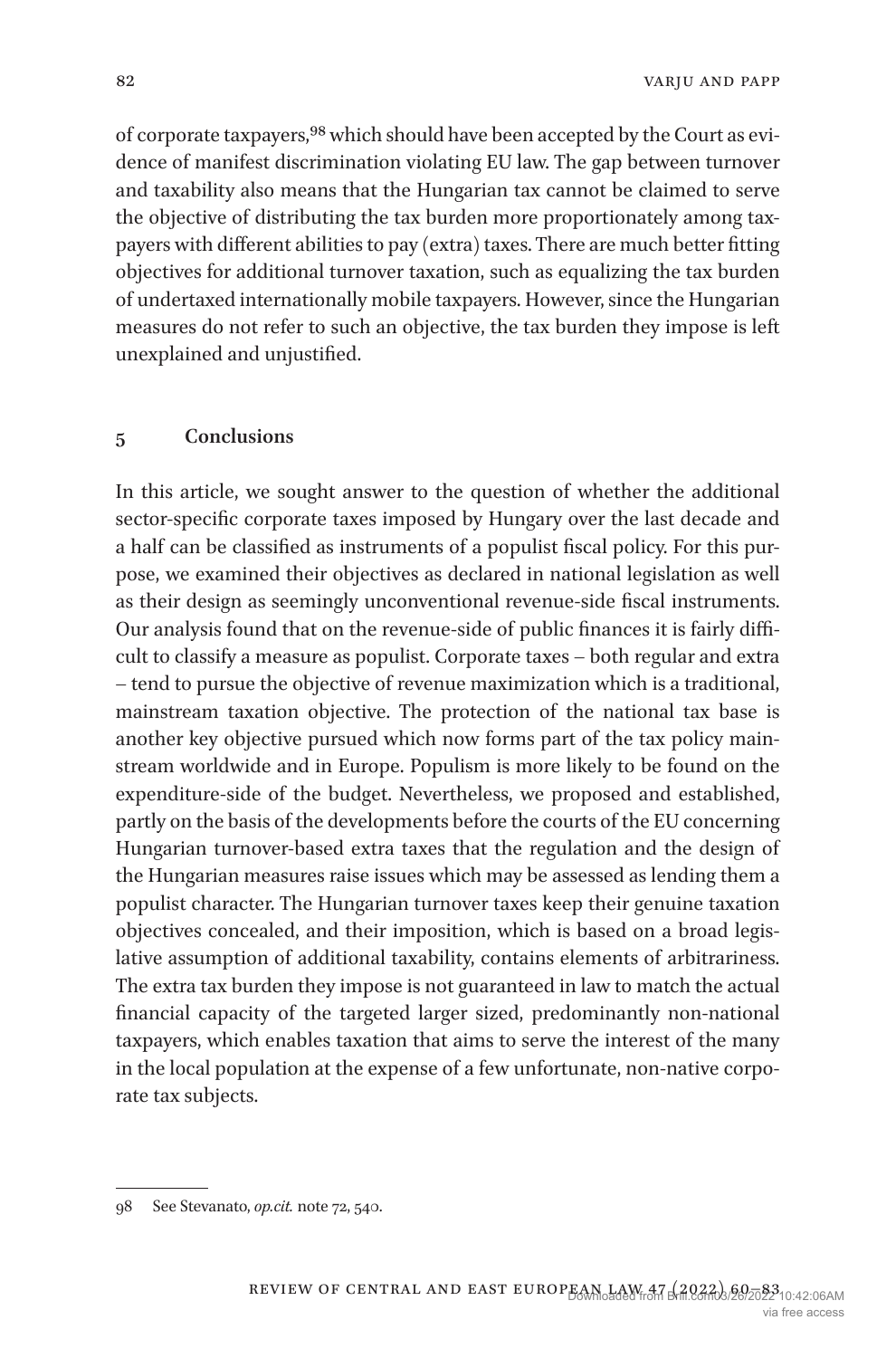of corporate taxpayers,[98] which should have been accepted by the Court as evidence of manifest discrimination violating EU law. The gap between turnover and taxability also means that the Hungarian tax cannot be claimed to serve the objective of distributing the tax burden more proportionately among taxpayers with different abilities to pay (extra) taxes. There are much better fitting objectives for additional turnover taxation, such as equalizing the tax burden of undertaxed internationally mobile taxpayers. However, since the Hungarian measures do not refer to such an objective, the tax burden they impose is left unexplained and unjustified.

## 5 Conclusions

In this article, we sought answer to the question of whether the additional sector-specific corporate taxes imposed by Hungary over the last decade and a half can be classified as instruments of a populist fiscal policy. For this purpose, we examined their objectives as declared in national legislation as well as their design as seemingly unconventional revenue-side fiscal instruments. Our analysis found that on the revenue-side of public finances it is fairly difficult to classify a measure as populist. Corporate taxes – both regular and extra – tend to pursue the objective of revenue maximization which is a traditional, mainstream taxation objective. The protection of the national tax base is another key objective pursued which now forms part of the tax policy mainstream worldwide and in Europe. Populism is more likely to be found on the expenditure-side of the budget. Nevertheless, we proposed and established, partly on the basis of the developments before the courts of the EU concerning Hungarian turnover-based extra taxes that the regulation and the design of the Hungarian measures raise issues which may be assessed as lending them a populist character. The Hungarian turnover taxes keep their genuine taxation objectives concealed, and their imposition, which is based on a broad legislative assumption of additional taxability, contains elements of arbitrariness. The extra tax burden they impose is not guaranteed in law to match the actual financial capacity of the targeted larger sized, predominantly non-national taxpayers, which enables taxation that aims to serve the interest of the many in the local population at the expense of a few unfortunate, non-native corporate tax subjects.

---

98 See Stevanato, *op.cit.* note 72, 540.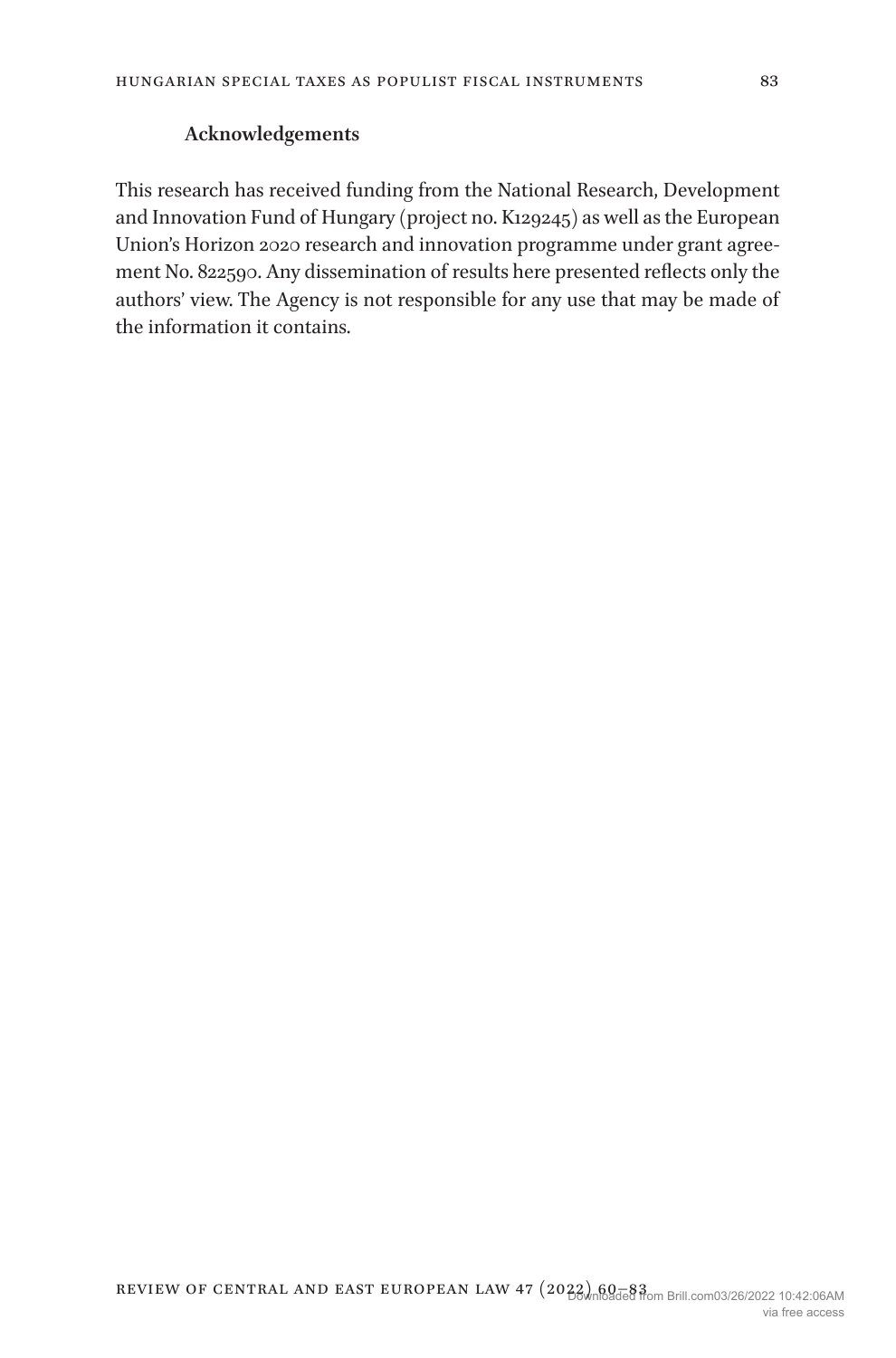## Acknowledgements

This research has received funding from the National Research, Development and Innovation Fund of Hungary (project no. K129245) as well as the European Union's Horizon 2020 research and innovation programme under grant agreement No. 822590. Any dissemination of results here presented reflects only the authors' view. The Agency is not responsible for any use that may be made of the information it contains.